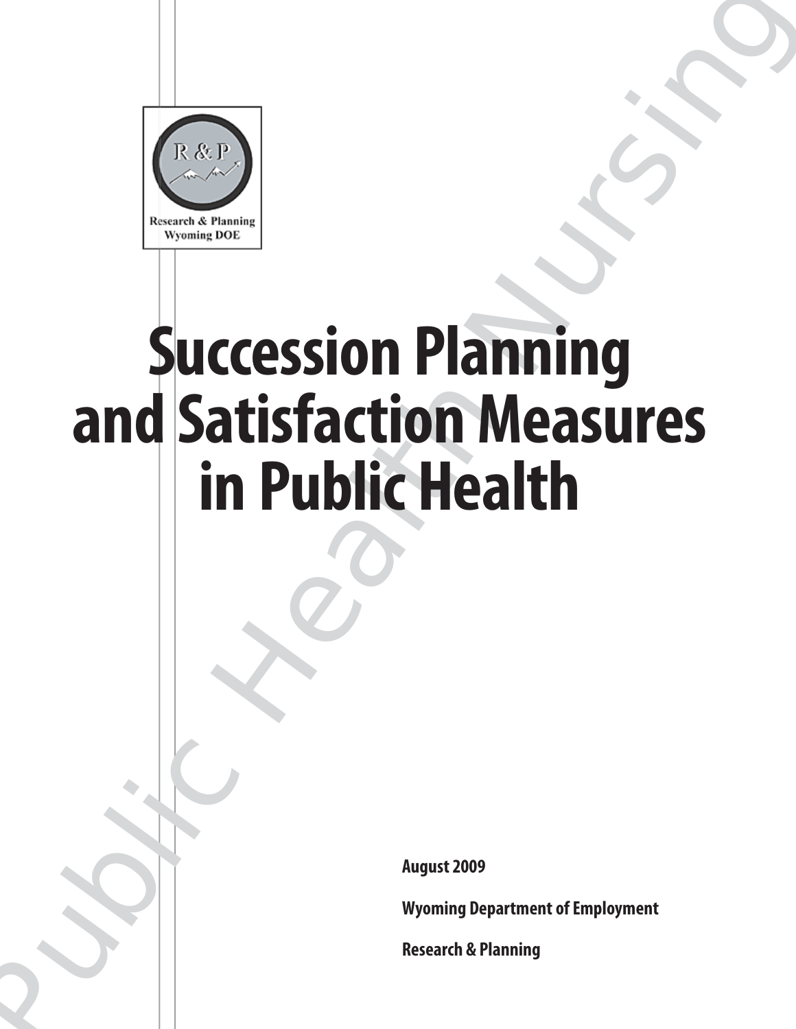# Succession Planning and Satisfaction Measures in Public Health

August 2009

Wyoming Department of Employment

Research & Planning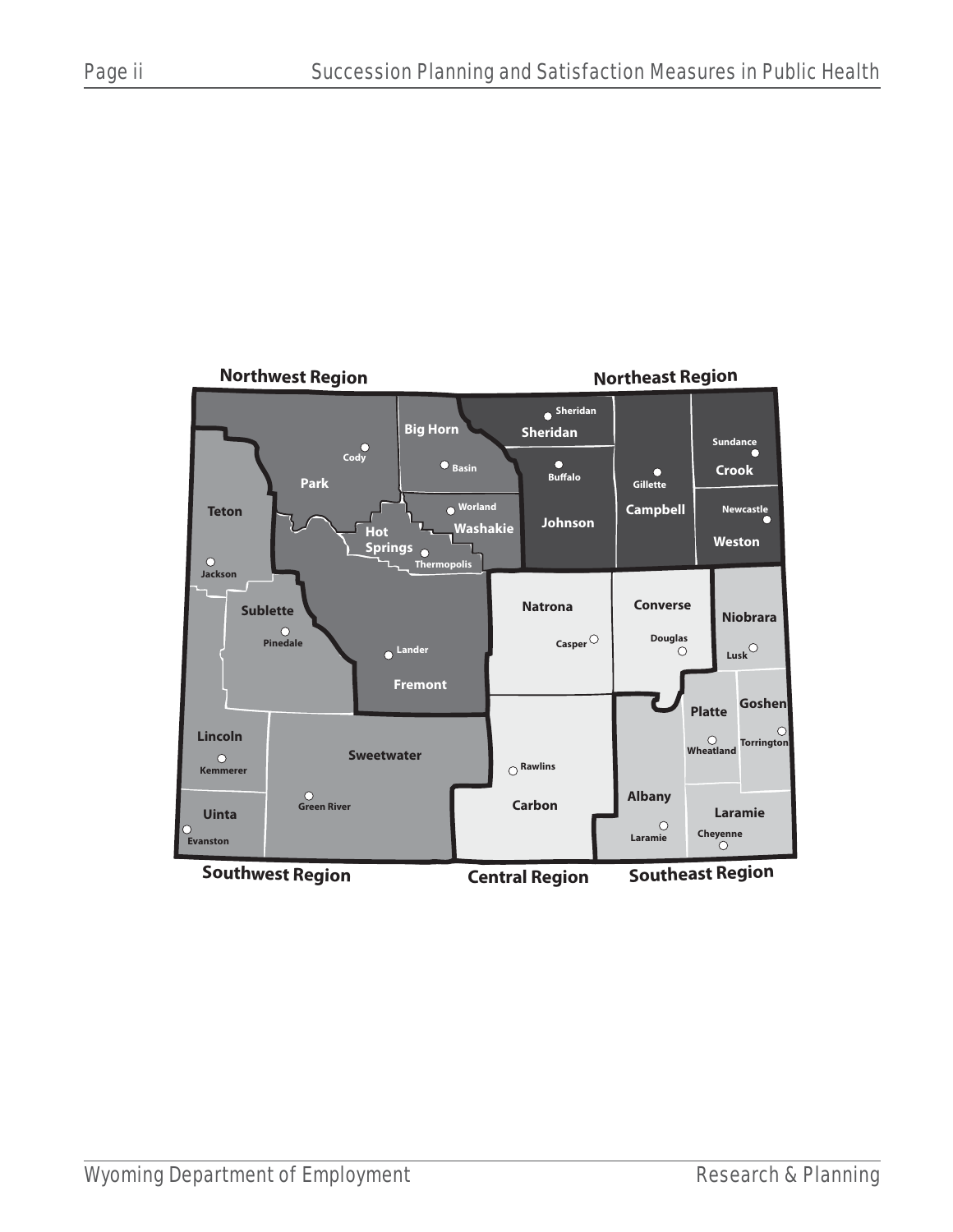**Northwest Region**

Park — Cody

Big Horn — Basin

Washakie — Worland

Hot Springs — Thermopolis

Fremont — Lander

**Northeast Region**

Sheridan — Sheridan

Johnson — Buffalo

Campbell — Gillette

Crook — Sundance

Weston — Newcastle

**Southwest Region**

Teton — Jackson

Sublette — Pinedale

Lincoln — Kemmerer

Uinta — Evanston

Sweetwater — Green River

**Central Region**

Natrona — Casper

Converse — Douglas

Carbon — Rawlins

**Southeast Region**

Niobrara — Lusk

Platte — Wheatland

Goshen — Torrington

Albany — Laramie

Laramie — Cheyenne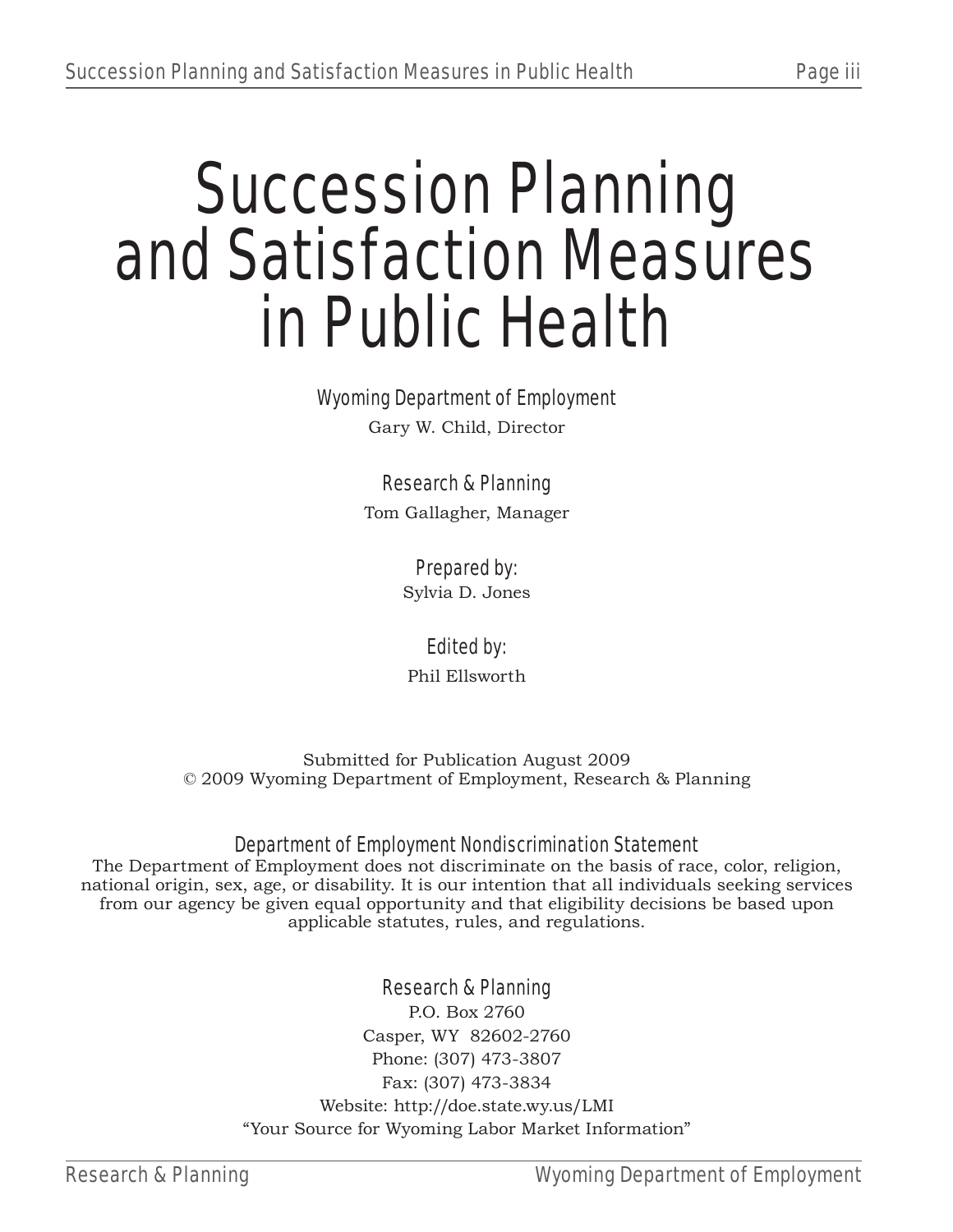# Succession Planning and Satisfaction Measures in Public Health

Wyoming Department of Employment

Gary W. Child, Director

Research & Planning

Tom Gallagher, Manager

Prepared by:

Sylvia D. Jones

Edited by:

Phil Ellsworth

Submitted for Publication August 2009

© 2009 Wyoming Department of Employment, Research & Planning

### Department of Employment Nondiscrimination Statement

The Department of Employment does not discriminate on the basis of race, color, religion, national origin, sex, age, or disability. It is our intention that all individuals seeking services from our agency be given equal opportunity and that eligibility decisions be based upon applicable statutes, rules, and regulations.

Research & Planning

P.O. Box 2760

Casper, WY 82602-2760

Phone: (307) 473-3807

Fax: (307) 473-3834

Website: http://doe.state.wy.us/LMI

"Your Source for Wyoming Labor Market Information"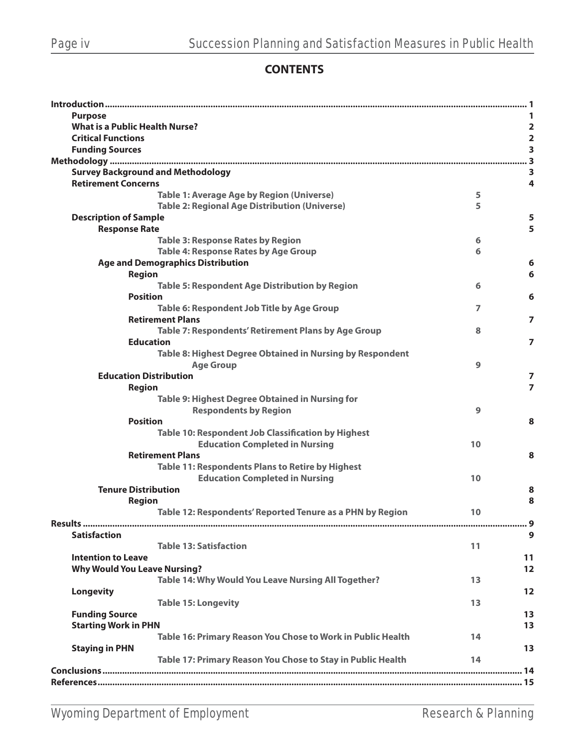# CONTENTS

| Section | Table Page | Page |
|---|---|---|
| **Introduction** | | 1 |
| **Purpose** | | 1 |
| **What is a Public Health Nurse?** | | 2 |
| **Critical Functions** | | 2 |
| **Funding Sources** | | 3 |
| **Methodology** | | 3 |
| **Survey Background and Methodology** | | 3 |
| **Retirement Concerns** | | 4 |
| Table 1: Average Age by Region (Universe) | 5 | |
| Table 2: Regional Age Distribution (Universe) | 5 | |
| **Description of Sample** | | 5 |
| **Response Rate** | | 5 |
| Table 3: Response Rates by Region | 6 | |
| Table 4: Response Rates by Age Group | 6 | |
| **Age and Demographics Distribution** | | 6 |
| **Region** | | 6 |
| Table 5: Respondent Age Distribution by Region | 6 | |
| **Position** | | 6 |
| Table 6: Respondent Job Title by Age Group | 7 | |
| **Retirement Plans** | | 7 |
| Table 7: Respondents' Retirement Plans by Age Group | 8 | |
| **Education** | | 7 |
| Table 8: Highest Degree Obtained in Nursing by Respondent Age Group | 9 | |
| **Education Distribution** | | 7 |
| **Region** | | 7 |
| Table 9: Highest Degree Obtained in Nursing for Respondents by Region | 9 | |
| **Position** | | 8 |
| Table 10: Respondent Job Classification by Highest Education Completed in Nursing | 10 | |
| **Retirement Plans** | | 8 |
| Table 11: Respondents Plans to Retire by Highest Education Completed in Nursing | 10 | |
| **Tenure Distribution** | | 8 |
| **Region** | | 8 |
| Table 12: Respondents' Reported Tenure as a PHN by Region | 10 | |
| **Results** | | 9 |
| **Satisfaction** | | 9 |
| Table 13: Satisfaction | 11 | |
| **Intention to Leave** | | 11 |
| **Why Would You Leave Nursing?** | | 12 |
| Table 14: Why Would You Leave Nursing All Together? | 13 | |
| **Longevity** | | 12 |
| Table 15: Longevity | 13 | |
| **Funding Source** | | 13 |
| **Starting Work in PHN** | | 13 |
| Table 16: Primary Reason You Chose to Work in Public Health | 14 | |
| **Staying in PHN** | | 13 |
| Table 17: Primary Reason You Chose to Stay in Public Health | 14 | |
| **Conclusions** | | 14 |
| **References** | | 15 |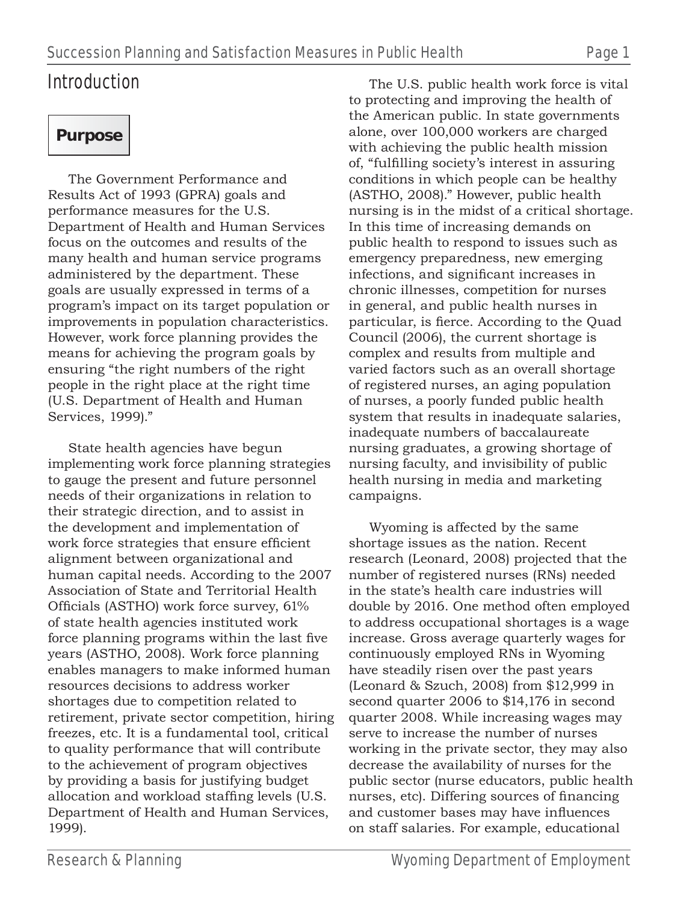# Introduction

## Purpose

The Government Performance and Results Act of 1993 (GPRA) goals and performance measures for the U.S. Department of Health and Human Services focus on the outcomes and results of the many health and human service programs administered by the department. These goals are usually expressed in terms of a program's impact on its target population or improvements in population characteristics. However, work force planning provides the means for achieving the program goals by ensuring "the right numbers of the right people in the right place at the right time (U.S. Department of Health and Human Services, 1999)."

State health agencies have begun implementing work force planning strategies to gauge the present and future personnel needs of their organizations in relation to their strategic direction, and to assist in the development and implementation of work force strategies that ensure efficient alignment between organizational and human capital needs. According to the 2007 Association of State and Territorial Health Officials (ASTHO) work force survey, 61% of state health agencies instituted work force planning programs within the last five years (ASTHO, 2008). Work force planning enables managers to make informed human resources decisions to address worker shortages due to competition related to retirement, private sector competition, hiring freezes, etc. It is a fundamental tool, critical to quality performance that will contribute to the achievement of program objectives by providing a basis for justifying budget allocation and workload staffing levels (U.S. Department of Health and Human Services, 1999).

The U.S. public health work force is vital to protecting and improving the health of the American public. In state governments alone, over 100,000 workers are charged with achieving the public health mission of, "fulfilling society's interest in assuring conditions in which people can be healthy (ASTHO, 2008)." However, public health nursing is in the midst of a critical shortage. In this time of increasing demands on public health to respond to issues such as emergency preparedness, new emerging infections, and significant increases in chronic illnesses, competition for nurses in general, and public health nurses in particular, is fierce. According to the Quad Council (2006), the current shortage is complex and results from multiple and varied factors such as an overall shortage of registered nurses, an aging population of nurses, a poorly funded public health system that results in inadequate salaries, inadequate numbers of baccalaureate nursing graduates, a growing shortage of nursing faculty, and invisibility of public health nursing in media and marketing campaigns.

Wyoming is affected by the same shortage issues as the nation. Recent research (Leonard, 2008) projected that the number of registered nurses (RNs) needed in the state's health care industries will double by 2016. One method often employed to address occupational shortages is a wage increase. Gross average quarterly wages for continuously employed RNs in Wyoming have steadily risen over the past years (Leonard & Szuch, 2008) from $12,999 in second quarter 2006 to $14,176 in second quarter 2008. While increasing wages may serve to increase the number of nurses working in the private sector, they may also decrease the availability of nurses for the public sector (nurse educators, public health nurses, etc). Differing sources of financing and customer bases may have influences on staff salaries. For example, educational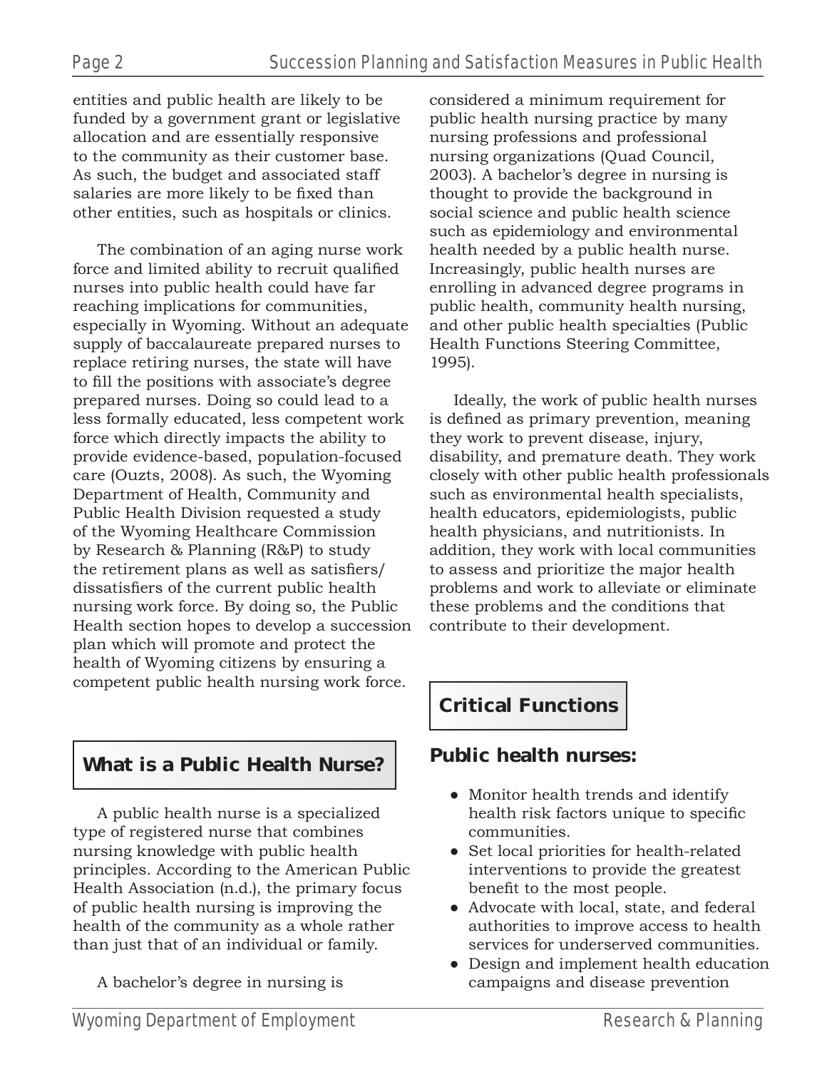entities and public health are likely to be funded by a government grant or legislative allocation and are essentially responsive to the community as their customer base. As such, the budget and associated staff salaries are more likely to be fixed than other entities, such as hospitals or clinics.

The combination of an aging nurse work force and limited ability to recruit qualified nurses into public health could have far reaching implications for communities, especially in Wyoming. Without an adequate supply of baccalaureate prepared nurses to replace retiring nurses, the state will have to fill the positions with associate's degree prepared nurses. Doing so could lead to a less formally educated, less competent work force which directly impacts the ability to provide evidence-based, population-focused care (Ouzts, 2008). As such, the Wyoming Department of Health, Community and Public Health Division requested a study of the Wyoming Healthcare Commission by Research & Planning (R&P) to study the retirement plans as well as satisfiers/dissatisfiers of the current public health nursing work force. By doing so, the Public Health section hopes to develop a succession plan which will promote and protect the health of Wyoming citizens by ensuring a competent public health nursing work force.

## What is a Public Health Nurse?

A public health nurse is a specialized type of registered nurse that combines nursing knowledge with public health principles. According to the American Public Health Association (n.d.), the primary focus of public health nursing is improving the health of the community as a whole rather than just that of an individual or family.

A bachelor's degree in nursing is considered a minimum requirement for public health nursing practice by many nursing professions and professional nursing organizations (Quad Council, 2003). A bachelor's degree in nursing is thought to provide the background in social science and public health science such as epidemiology and environmental health needed by a public health nurse. Increasingly, public health nurses are enrolling in advanced degree programs in public health, community health nursing, and other public health specialties (Public Health Functions Steering Committee, 1995).

Ideally, the work of public health nurses is defined as primary prevention, meaning they work to prevent disease, injury, disability, and premature death. They work closely with other public health professionals such as environmental health specialists, health educators, epidemiologists, public health physicians, and nutritionists. In addition, they work with local communities to assess and prioritize the major health problems and work to alleviate or eliminate these problems and the conditions that contribute to their development.

## Critical Functions

### Public health nurses:

- Monitor health trends and identify health risk factors unique to specific communities.
- Set local priorities for health-related interventions to provide the greatest benefit to the most people.
- Advocate with local, state, and federal authorities to improve access to health services for underserved communities.
- Design and implement health education campaigns and disease prevention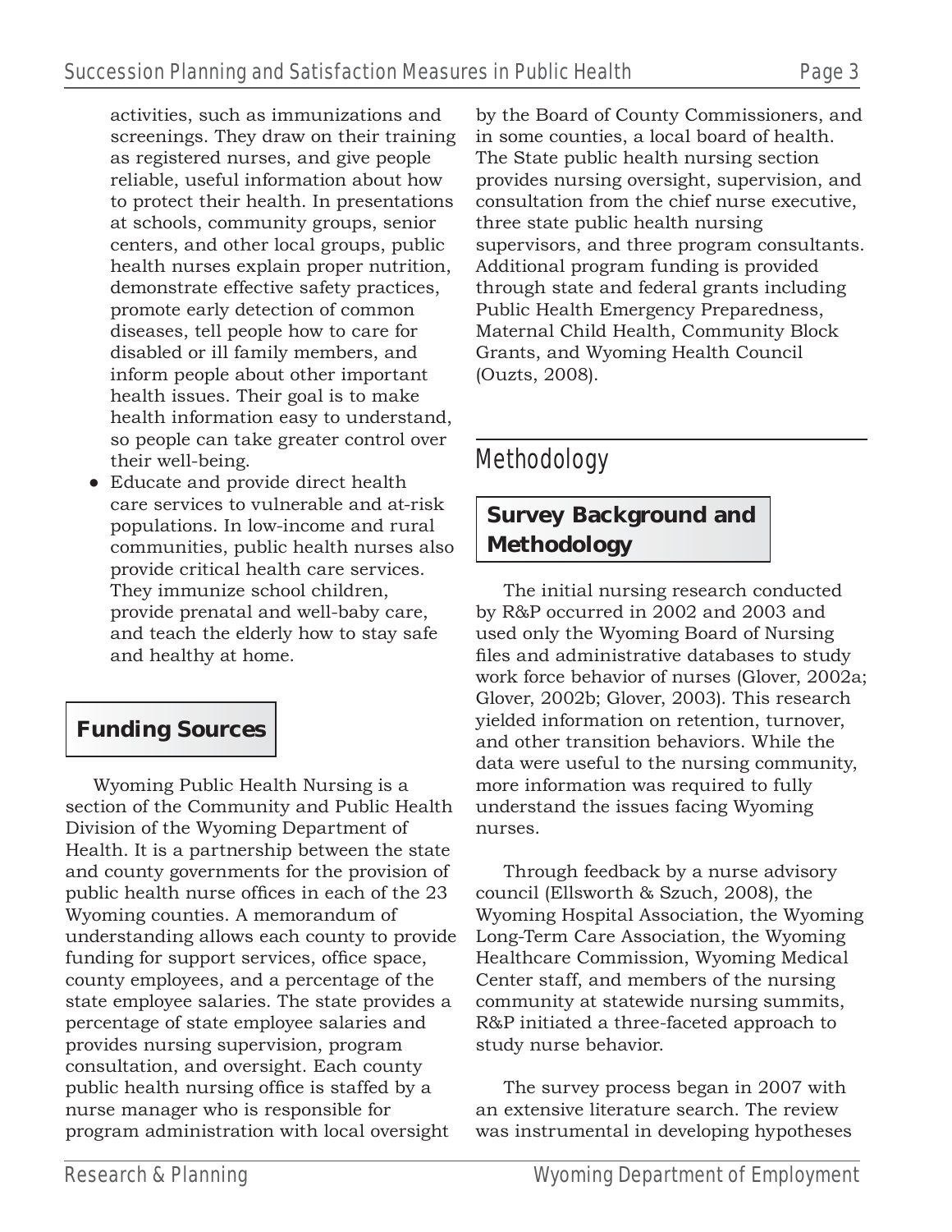activities, such as immunizations and screenings. They draw on their training as registered nurses, and give people reliable, useful information about how to protect their health. In presentations at schools, community groups, senior centers, and other local groups, public health nurses explain proper nutrition, demonstrate effective safety practices, promote early detection of common diseases, tell people how to care for disabled or ill family members, and inform people about other important health issues. Their goal is to make health information easy to understand, so people can take greater control over their well-being.

- Educate and provide direct health care services to vulnerable and at-risk populations. In low-income and rural communities, public health nurses also provide critical health care services. They immunize school children, provide prenatal and well-baby care, and teach the elderly how to stay safe and healthy at home.

### Funding Sources

Wyoming Public Health Nursing is a section of the Community and Public Health Division of the Wyoming Department of Health. It is a partnership between the state and county governments for the provision of public health nurse offices in each of the 23 Wyoming counties. A memorandum of understanding allows each county to provide funding for support services, office space, county employees, and a percentage of the state employee salaries. The state provides a percentage of state employee salaries and provides nursing supervision, program consultation, and oversight. Each county public health nursing office is staffed by a nurse manager who is responsible for program administration with local oversight by the Board of County Commissioners, and in some counties, a local board of health. The State public health nursing section provides nursing oversight, supervision, and consultation from the chief nurse executive, three state public health nursing supervisors, and three program consultants. Additional program funding is provided through state and federal grants including Public Health Emergency Preparedness, Maternal Child Health, Community Block Grants, and Wyoming Health Council (Ouzts, 2008).

## Methodology

### Survey Background and Methodology

The initial nursing research conducted by R&P occurred in 2002 and 2003 and used only the Wyoming Board of Nursing files and administrative databases to study work force behavior of nurses (Glover, 2002a; Glover, 2002b; Glover, 2003). This research yielded information on retention, turnover, and other transition behaviors. While the data were useful to the nursing community, more information was required to fully understand the issues facing Wyoming nurses.

Through feedback by a nurse advisory council (Ellsworth & Szuch, 2008), the Wyoming Hospital Association, the Wyoming Long-Term Care Association, the Wyoming Healthcare Commission, Wyoming Medical Center staff, and members of the nursing community at statewide nursing summits, R&P initiated a three-faceted approach to study nurse behavior.

The survey process began in 2007 with an extensive literature search. The review was instrumental in developing hypotheses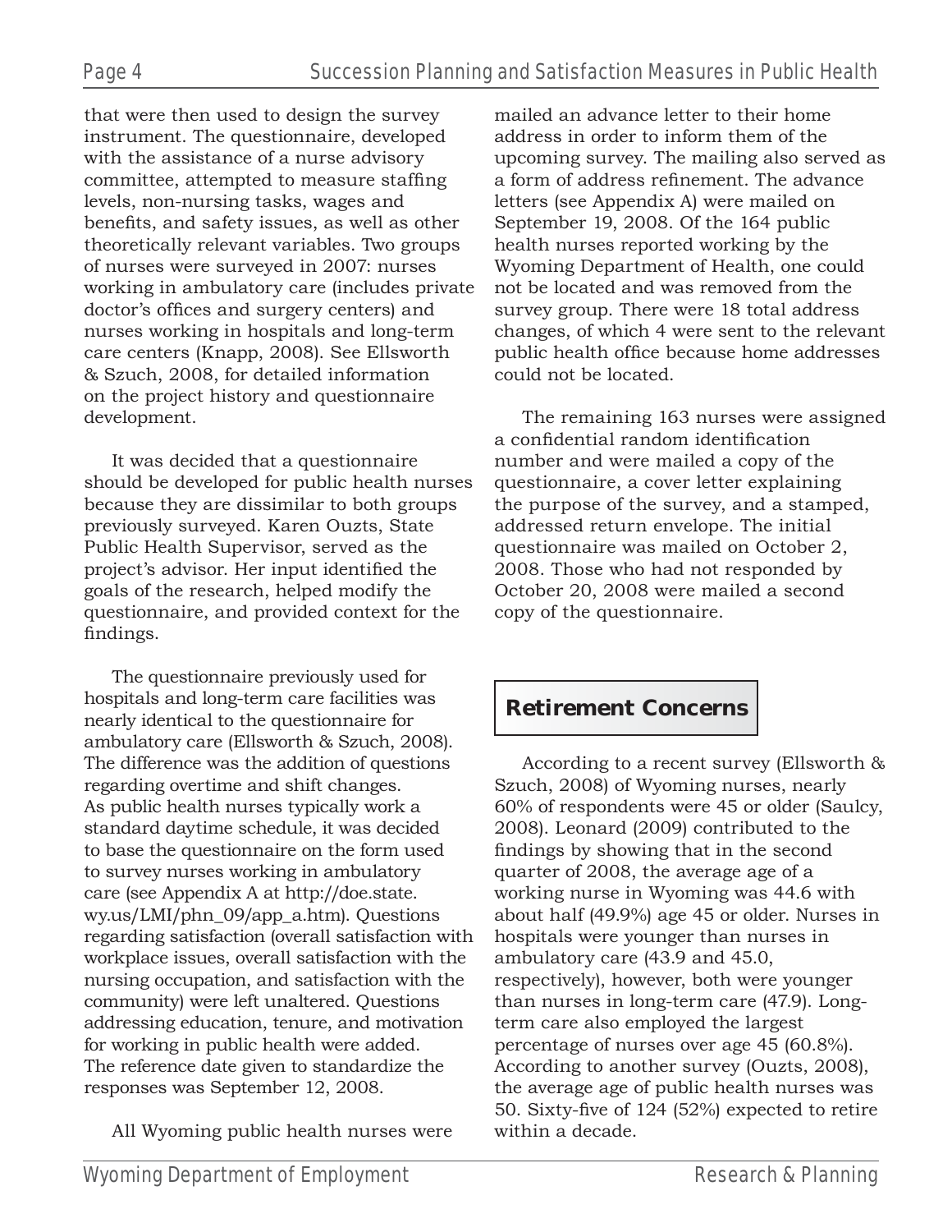that were then used to design the survey instrument. The questionnaire, developed with the assistance of a nurse advisory committee, attempted to measure staffing levels, non-nursing tasks, wages and benefits, and safety issues, as well as other theoretically relevant variables. Two groups of nurses were surveyed in 2007: nurses working in ambulatory care (includes private doctor's offices and surgery centers) and nurses working in hospitals and long-term care centers (Knapp, 2008). See Ellsworth & Szuch, 2008, for detailed information on the project history and questionnaire development.

It was decided that a questionnaire should be developed for public health nurses because they are dissimilar to both groups previously surveyed. Karen Ouzts, State Public Health Supervisor, served as the project's advisor. Her input identified the goals of the research, helped modify the questionnaire, and provided context for the findings.

The questionnaire previously used for hospitals and long-term care facilities was nearly identical to the questionnaire for ambulatory care (Ellsworth & Szuch, 2008). The difference was the addition of questions regarding overtime and shift changes. As public health nurses typically work a standard daytime schedule, it was decided to base the questionnaire on the form used to survey nurses working in ambulatory care (see Appendix A at http://doe.state.wy.us/LMI/phn_09/app_a.htm). Questions regarding satisfaction (overall satisfaction with workplace issues, overall satisfaction with the nursing occupation, and satisfaction with the community) were left unaltered. Questions addressing education, tenure, and motivation for working in public health were added. The reference date given to standardize the responses was September 12, 2008.

All Wyoming public health nurses were mailed an advance letter to their home address in order to inform them of the upcoming survey. The mailing also served as a form of address refinement. The advance letters (see Appendix A) were mailed on September 19, 2008. Of the 164 public health nurses reported working by the Wyoming Department of Health, one could not be located and was removed from the survey group. There were 18 total address changes, of which 4 were sent to the relevant public health office because home addresses could not be located.

The remaining 163 nurses were assigned a confidential random identification number and were mailed a copy of the questionnaire, a cover letter explaining the purpose of the survey, and a stamped, addressed return envelope. The initial questionnaire was mailed on October 2, 2008. Those who had not responded by October 20, 2008 were mailed a second copy of the questionnaire.

## Retirement Concerns

According to a recent survey (Ellsworth & Szuch, 2008) of Wyoming nurses, nearly 60% of respondents were 45 or older (Saulcy, 2008). Leonard (2009) contributed to the findings by showing that in the second quarter of 2008, the average age of a working nurse in Wyoming was 44.6 with about half (49.9%) age 45 or older. Nurses in hospitals were younger than nurses in ambulatory care (43.9 and 45.0, respectively), however, both were younger than nurses in long-term care (47.9). Long-term care also employed the largest percentage of nurses over age 45 (60.8%). According to another survey (Ouzts, 2008), the average age of public health nurses was 50. Sixty-five of 124 (52%) expected to retire within a decade.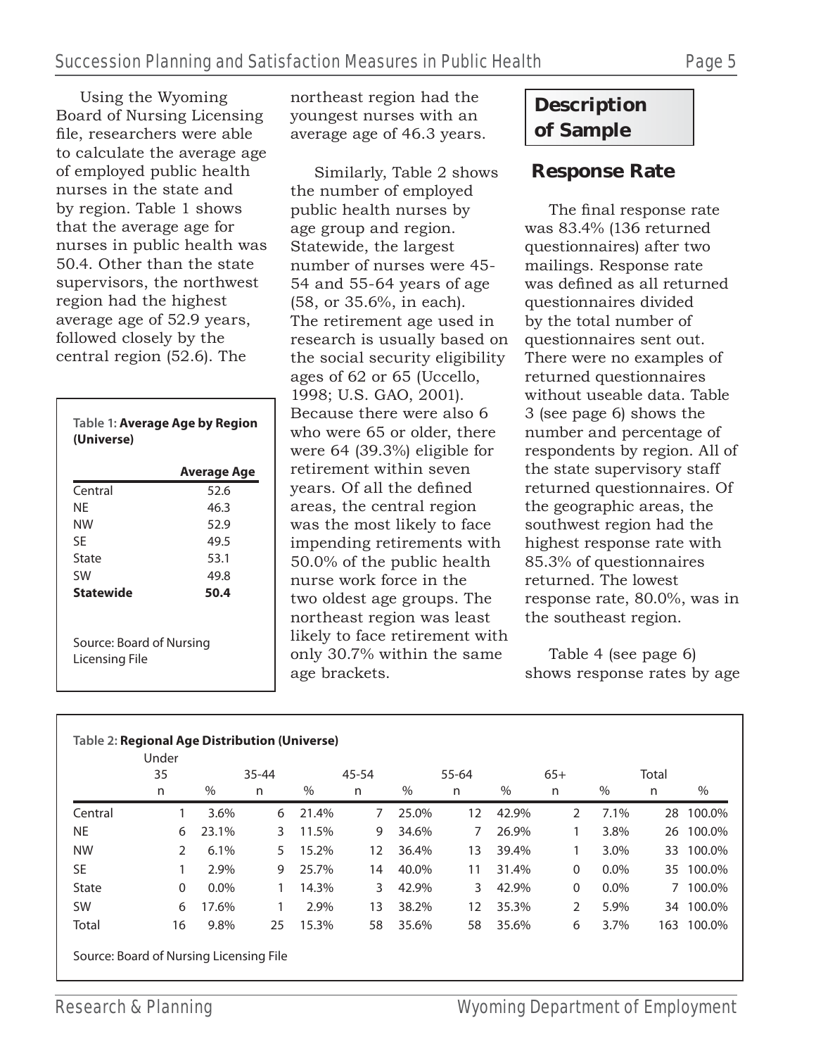Using the Wyoming Board of Nursing Licensing file, researchers were able to calculate the average age of employed public health nurses in the state and by region. Table 1 shows that the average age for nurses in public health was 50.4. Other than the state supervisors, the northwest region had the highest average age of 52.9 years, followed closely by the central region (52.6). The northeast region had the youngest nurses with an average age of 46.3 years.

**Table 1: Average Age by Region (Universe)**

| | Average Age |
|---|---|
| Central | 52.6 |
| NE | 46.3 |
| NW | 52.9 |
| SE | 49.5 |
| State | 53.1 |
| SW | 49.8 |
| **Statewide** | **50.4** |

Source: Board of Nursing Licensing File

Similarly, Table 2 shows the number of employed public health nurses by age group and region. Statewide, the largest number of nurses were 45-54 and 55-64 years of age (58, or 35.6%, in each). The retirement age used in research is usually based on the social security eligibility ages of 62 or 65 (Uccello, 1998; U.S. GAO, 2001). Because there were also 6 who were 65 or older, there were 64 (39.3%) eligible for retirement within seven years. Of all the defined areas, the central region was the most likely to face impending retirements with 50.0% of the public health nurse work force in the two oldest age groups. The northeast region was least likely to face retirement with only 30.7% within the same age brackets.

## Description of Sample

### Response Rate

The final response rate was 83.4% (136 returned questionnaires) after two mailings. Response rate was defined as all returned questionnaires divided by the total number of questionnaires sent out. There were no examples of returned questionnaires without useable data. Table 3 (see page 6) shows the number and percentage of respondents by region. All of the state supervisory staff returned questionnaires. Of the geographic areas, the southwest region had the highest response rate with 85.3% of questionnaires returned. The lowest response rate, 80.0%, was in the southeast region.

Table 4 (see page 6) shows response rates by age

**Table 2: Regional Age Distribution (Universe)**

| | Under 35 | | 35-44 | | 45-54 | | 55-64 | | 65+ | | Total | |
|---|---|---|---|---|---|---|---|---|---|---|---|---|
| | n | % | n | % | n | % | n | % | n | % | n | % |
| Central | 1 | 3.6% | 6 | 21.4% | 7 | 25.0% | 12 | 42.9% | 2 | 7.1% | 28 | 100.0% |
| NE | 6 | 23.1% | 3 | 11.5% | 9 | 34.6% | 7 | 26.9% | 1 | 3.8% | 26 | 100.0% |
| NW | 2 | 6.1% | 5 | 15.2% | 12 | 36.4% | 13 | 39.4% | 1 | 3.0% | 33 | 100.0% |
| SE | 1 | 2.9% | 9 | 25.7% | 14 | 40.0% | 11 | 31.4% | 0 | 0.0% | 35 | 100.0% |
| State | 0 | 0.0% | 1 | 14.3% | 3 | 42.9% | 3 | 42.9% | 0 | 0.0% | 7 | 100.0% |
| SW | 6 | 17.6% | 1 | 2.9% | 13 | 38.2% | 12 | 35.3% | 2 | 5.9% | 34 | 100.0% |
| Total | 16 | 9.8% | 25 | 15.3% | 58 | 35.6% | 58 | 35.6% | 6 | 3.7% | 163 | 100.0% |

Source: Board of Nursing Licensing File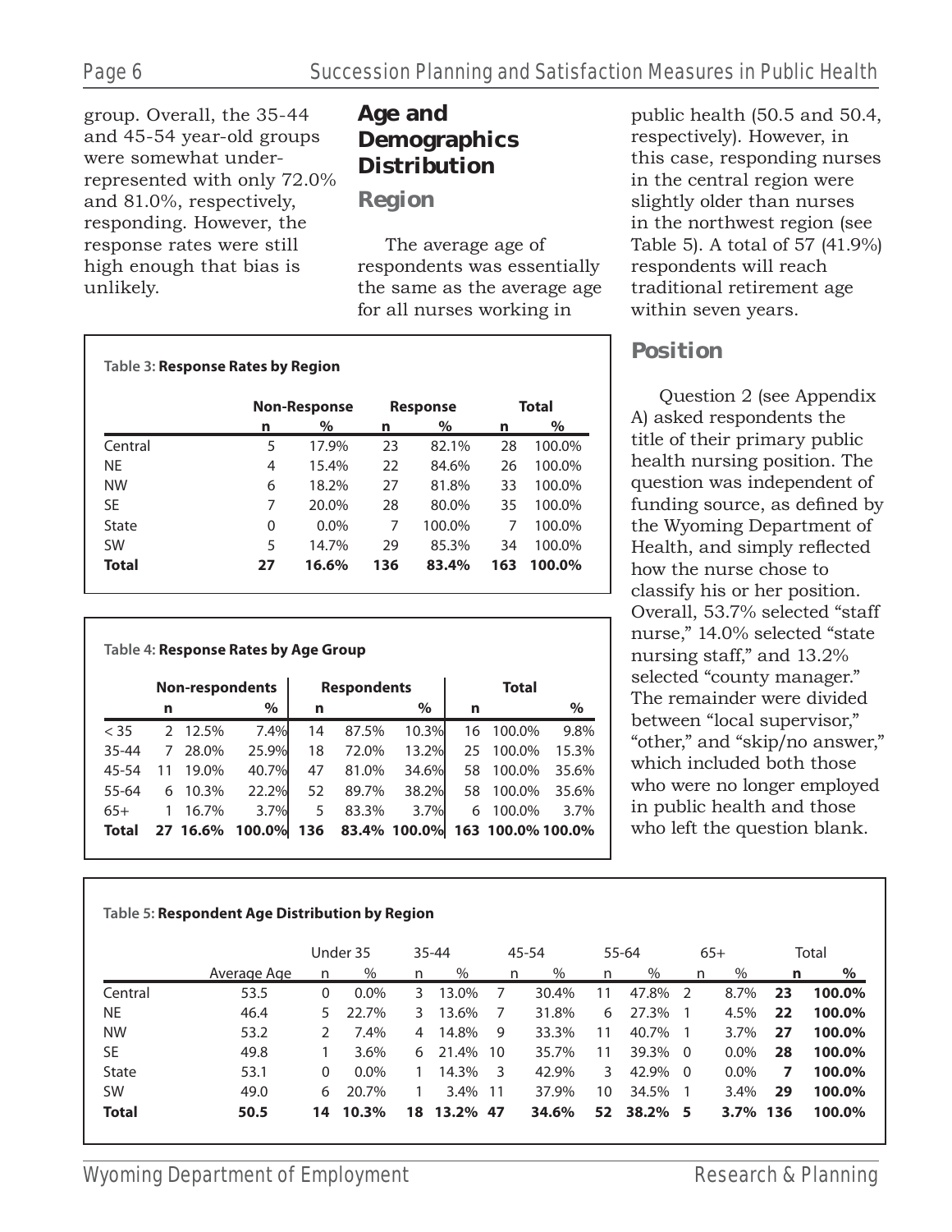group. Overall, the 35-44 and 45-54 year-old groups were somewhat under-represented with only 72.0% and 81.0%, respectively, responding. However, the response rates were still high enough that bias is unlikely.

## Age and Demographics Distribution

### Region

The average age of respondents was essentially the same as the average age for all nurses working in public health (50.5 and 50.4, respectively). However, in this case, responding nurses in the central region were slightly older than nurses in the northwest region (see Table 5). A total of 57 (41.9%) respondents will reach traditional retirement age within seven years.

### Position

Question 2 (see Appendix A) asked respondents the title of their primary public health nursing position. The question was independent of funding source, as defined by the Wyoming Department of Health, and simply reflected how the nurse chose to classify his or her position. Overall, 53.7% selected "staff nurse," 14.0% selected "state nursing staff," and 13.2% selected "county manager." The remainder were divided between "local supervisor," "other," and "skip/no answer," which included both those who were no longer employed in public health and those who left the question blank.

**Table 3: Response Rates by Region**

| | Non-Response | | Response | | Total | |
|---|---|---|---|---|---|---|
| | n | % | n | % | n | % |
| Central | 5 | 17.9% | 23 | 82.1% | 28 | 100.0% |
| NE | 4 | 15.4% | 22 | 84.6% | 26 | 100.0% |
| NW | 6 | 18.2% | 27 | 81.8% | 33 | 100.0% |
| SE | 7 | 20.0% | 28 | 80.0% | 35 | 100.0% |
| State | 0 | 0.0% | 7 | 100.0% | 7 | 100.0% |
| SW | 5 | 14.7% | 29 | 85.3% | 34 | 100.0% |
| **Total** | **27** | **16.6%** | **136** | **83.4%** | **163** | **100.0%** |

**Table 4: Response Rates by Age Group**

| | Non-respondents | | | Respondents | | | Total | | |
|---|---|---|---|---|---|---|---|---|---|
| | n | | % | n | | % | n | | % |
| < 35 | 2 | 12.5% | 7.4% | 14 | 87.5% | 10.3% | 16 | 100.0% | 9.8% |
| 35-44 | 7 | 28.0% | 25.9% | 18 | 72.0% | 13.2% | 25 | 100.0% | 15.3% |
| 45-54 | 11 | 19.0% | 40.7% | 47 | 81.0% | 34.6% | 58 | 100.0% | 35.6% |
| 55-64 | 6 | 10.3% | 22.2% | 52 | 89.7% | 38.2% | 58 | 100.0% | 35.6% |
| 65+ | 1 | 16.7% | 3.7% | 5 | 83.3% | 3.7% | 6 | 100.0% | 3.7% |
| **Total** | **27** | **16.6%** | **100.0%** | **136** | **83.4%** | **100.0%** | **163** | **100.0%** | **100.0%** |

**Table 5: Respondent Age Distribution by Region**

| | | Under 35 | | 35-44 | | 45-54 | | 55-64 | | 65+ | | Total | |
|---|---|---|---|---|---|---|---|---|---|---|---|---|---|
| | Average Age | n | % | n | % | n | % | n | % | n | % | n | % |
| Central | 53.5 | 0 | 0.0% | 3 | 13.0% | 7 | 30.4% | 11 | 47.8% | 2 | 8.7% | **23** | **100.0%** |
| NE | 46.4 | 5 | 22.7% | 3 | 13.6% | 7 | 31.8% | 6 | 27.3% | 1 | 4.5% | **22** | **100.0%** |
| NW | 53.2 | 2 | 7.4% | 4 | 14.8% | 9 | 33.3% | 11 | 40.7% | 1 | 3.7% | **27** | **100.0%** |
| SE | 49.8 | 1 | 3.6% | 6 | 21.4% | 10 | 35.7% | 11 | 39.3% | 0 | 0.0% | **28** | **100.0%** |
| State | 53.1 | 0 | 0.0% | 1 | 14.3% | 3 | 42.9% | 3 | 42.9% | 0 | 0.0% | **7** | **100.0%** |
| SW | 49.0 | 6 | 20.7% | 1 | 3.4% | 11 | 37.9% | 10 | 34.5% | 1 | 3.4% | **29** | **100.0%** |
| **Total** | **50.5** | **14** | **10.3%** | **18** | **13.2%** | **47** | **34.6%** | **52** | **38.2%** | **5** | **3.7%** | **136** | **100.0%** |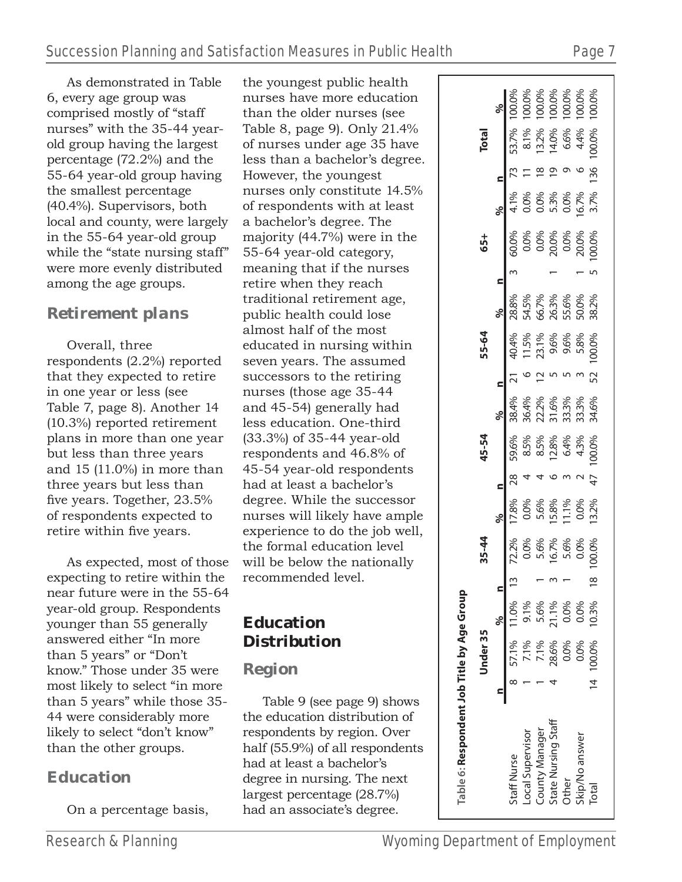As demonstrated in Table 6, every age group was comprised mostly of "staff nurses" with the 35-44 year-old group having the largest percentage (72.2%) and the 55-64 year-old group having the smallest percentage (40.4%). Supervisors, both local and county, were largely in the 55-64 year-old group while the "state nursing staff" were more evenly distributed among the age groups.

## Retirement plans

Overall, three respondents (2.2%) reported that they expected to retire in one year or less (see Table 7, page 8). Another 14 (10.3%) reported retirement plans in more than one year but less than three years and 15 (11.0%) in more than three years but less than five years. Together, 23.5% of respondents expected to retire within five years.

As expected, most of those expecting to retire within the near future were in the 55-64 year-old group. Respondents younger than 55 generally answered either "In more than 5 years" or "Don't know." Those under 35 were most likely to select "in more than 5 years" while those 35-44 were considerably more likely to select "don't know" than the other groups.

## Education

On a percentage basis, the youngest public health nurses have more education than the older nurses (see Table 8, page 9). Only 21.4% of nurses under age 35 have less than a bachelor's degree. However, the youngest nurses only constitute 14.5% of respondents with at least a bachelor's degree. The majority (44.7%) were in the 55-64 year-old category, meaning that if the nurses retire when they reach traditional retirement age, public health could lose almost half of the most educated in nursing within seven years. The assumed successors to the retiring nurses (those age 35-44 and 45-54) generally had less education. One-third (33.3%) of 35-44 year-old respondents and 46.8% of 45-54 year-old respondents had at least a bachelor's degree. While the successor nurses will likely have ample experience to do the job well, the formal education level will be below the nationally recommended level.

# Education Distribution

## Region

Table 9 (see page 9) shows the education distribution of respondents by region. Over half (55.9%) of all respondents had at least a bachelor's degree in nursing. The next largest percentage (28.7%) had an associate's degree.

Table 6: **Respondent Job Title by Age Group**

| | Under 35 | | | 35-44 | | | 45-54 | | | 55-64 | | | 65+ | | | Total | | |
|---|---|---|---|---|---|---|---|---|---|---|---|---|---|---|---|---|---|---|
| | n | | % | n | | % | n | | % | n | | % | n | | % | n | | % |
| Staff Nurse | 8 | 57.1% | 11.0% | 13 | 72.2% | 17.8% | 28 | 59.6% | 38.4% | 21 | 40.4% | 28.8% | 3 | 60.0% | 4.1% | 73 | 53.7% | 100.0% |
| Local Supervisor | 1 | 7.1% | 9.1% | | 0.0% | 0.0% | 4 | 8.5% | 36.4% | 6 | 11.5% | 54.5% | | 0.0% | 0.0% | 11 | 8.1% | 100.0% |
| County Manager | 1 | 7.1% | 5.6% | 1 | 5.6% | 5.6% | 4 | 8.5% | 22.2% | 12 | 23.1% | 66.7% | | 0.0% | 0.0% | 18 | 13.2% | 100.0% |
| State Nursing Staff | 4 | 28.6% | 21.1% | 3 | 16.7% | 15.8% | 6 | 12.8% | 31.6% | 5 | 9.6% | 26.3% | 1 | 20.0% | 5.3% | 19 | 14.0% | 100.0% |
| Other | | 0.0% | 0.0% | 1 | 5.6% | 11.1% | 3 | 6.4% | 33.3% | 5 | 9.6% | 55.6% | | 0.0% | 0.0% | 9 | 6.6% | 100.0% |
| Skip/No answer | | 0.0% | 0.0% | | 0.0% | 0.0% | 2 | 4.3% | 33.3% | 3 | 5.8% | 50.0% | 1 | 20.0% | 16.7% | 6 | 4.4% | 100.0% |
| Total | 14 | 100.0% | 10.3% | 18 | 100.0% | 13.2% | 47 | 100.0% | 34.6% | 52 | 100.0% | 38.2% | 5 | 100.0% | 3.7% | 136 | 100.0% | 100.0% |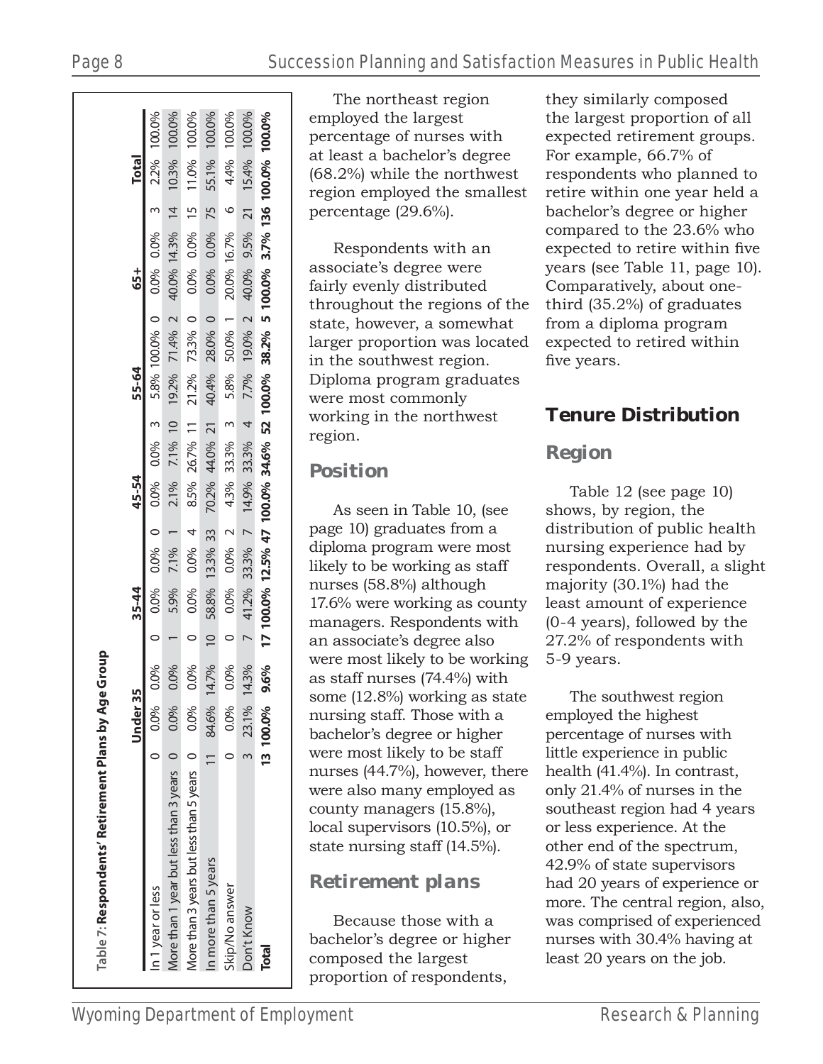Table 7: **Respondents' Retirement Plans by Age Group**

| | Under 35 | | | 35-44 | | | 45-54 | | | 55-64 | | | 65+ | | | Total | |
|---|---|---|---|---|---|---|---|---|---|---|---|---|---|---|---|---|---|
| In 1 year or less | 0 | 0.0% | 0.0% | 0 | 0.0% | 0.0% | 0 | 0.0% | 0.0% | 3 | 5.8% | 100.0% | 0 | 0.0% | 0.0% | 3 | 2.2% | 100.0% |
| More than 1 year but less than 3 years | 0 | 0.0% | 0.0% | 1 | 5.9% | 7.1% | 1 | 2.1% | 7.1% | 10 | 19.2% | 71.4% | 2 | 40.0% | 14.3% | 14 | 10.3% | 100.0% |
| More than 3 years but less than 5 years | 0 | 0.0% | 0.0% | 0 | 0.0% | 0.0% | 4 | 8.5% | 26.7% | 11 | 21.2% | 73.3% | 0 | 0.0% | 0.0% | 15 | 11.0% | 100.0% |
| In more than 5 years | 11 | 84.6% | 14.7% | 10 | 58.8% | 13.3% | 33 | 70.2% | 44.0% | 21 | 40.4% | 28.0% | 0 | 0.0% | 0.0% | 75 | 55.1% | 100.0% |
| Skip/No answer | 0 | 0.0% | 0.0% | 0 | 0.0% | 0.0% | 2 | 4.3% | 33.3% | 3 | 5.8% | 50.0% | 1 | 20.0% | 16.7% | 6 | 4.4% | 100.0% |
| Don't Know | 3 | 23.1% | 14.3% | 7 | 41.2% | 33.3% | 7 | 14.9% | 33.3% | 4 | 7.7% | 19.0% | 2 | 40.0% | 9.5% | 21 | 15.4% | 100.0% |
| **Total** | **13** | **100.0%** | **9.6%** | **17** | **100.0%** | **12.5%** | **47** | **100.0%** | **34.6%** | **52** | **100.0%** | **38.2%** | **5** | **100.0%** | **3.7%** | **136** | **100.0%** | **100.0%** |

The northeast region employed the largest percentage of nurses with at least a bachelor's degree (68.2%) while the northwest region employed the smallest percentage (29.6%).

Respondents with an associate's degree were fairly evenly distributed throughout the regions of the state, however, a somewhat larger proportion was located in the southwest region. Diploma program graduates were most commonly working in the northwest region.

### Position

As seen in Table 10, (see page 10) graduates from a diploma program were most likely to be working as staff nurses (58.8%) although 17.6% were working as county managers. Respondents with an associate's degree also were most likely to be working as staff nurses (74.4%) with some (12.8%) working as state nursing staff. Those with a bachelor's degree or higher were most likely to be staff nurses (44.7%), however, there were also many employed as county managers (15.8%), local supervisors (10.5%), or state nursing staff (14.5%).

### Retirement plans

Because those with a bachelor's degree or higher composed the largest proportion of respondents, they similarly composed the largest proportion of all expected retirement groups. For example, 66.7% of respondents who planned to retire within one year held a bachelor's degree or higher compared to the 23.6% who expected to retire within five years (see Table 11, page 10). Comparatively, about one-third (35.2%) of graduates from a diploma program expected to retired within five years.

## Tenure Distribution

### Region

Table 12 (see page 10) shows, by region, the distribution of public health nursing experience had by respondents. Overall, a slight majority (30.1%) had the least amount of experience (0-4 years), followed by the 27.2% of respondents with 5-9 years.

The southwest region employed the highest percentage of nurses with little experience in public health (41.4%). In contrast, only 21.4% of nurses in the southeast region had 4 years or less experience. At the other end of the spectrum, 42.9% of state supervisors had 20 years of experience or more. The central region, also, was comprised of experienced nurses with 30.4% having at least 20 years on the job.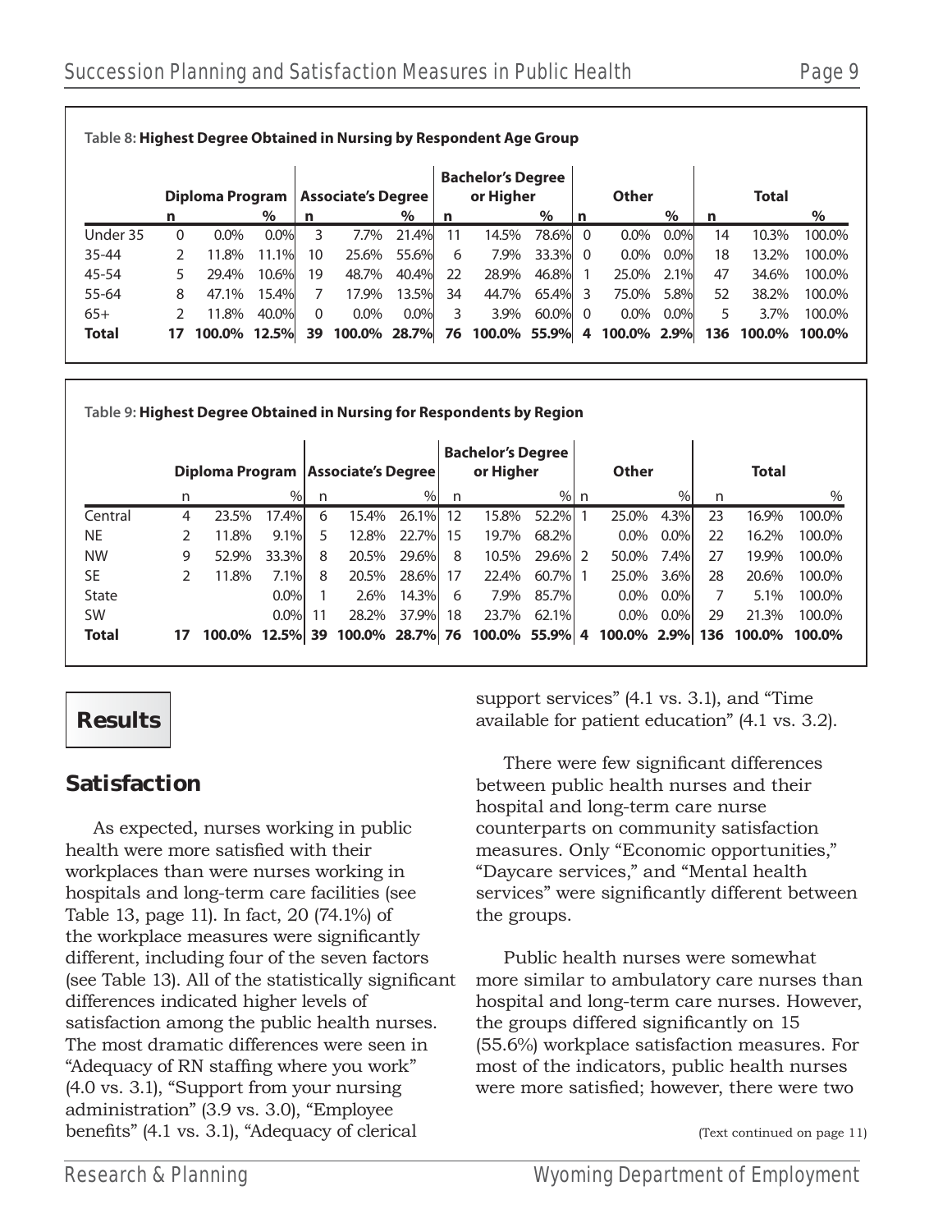**Table 8: Highest Degree Obtained in Nursing by Respondent Age Group**

| | Diploma Program | | | Associate's Degree | | | Bachelor's Degree or Higher | | | Other | | | Total | | |
|---|---|---|---|---|---|---|---|---|---|---|---|---|---|---|---|
| | n | | % | n | | % | n | | % | n | | % | n | | % |
| Under 35 | 0 | 0.0% | 0.0% | 3 | 7.7% | 21.4% | 11 | 14.5% | 78.6% | 0 | 0.0% | 0.0% | 14 | 10.3% | 100.0% |
| 35-44 | 2 | 11.8% | 11.1% | 10 | 25.6% | 55.6% | 6 | 7.9% | 33.3% | 0 | 0.0% | 0.0% | 18 | 13.2% | 100.0% |
| 45-54 | 5 | 29.4% | 10.6% | 19 | 48.7% | 40.4% | 22 | 28.9% | 46.8% | 1 | 25.0% | 2.1% | 47 | 34.6% | 100.0% |
| 55-64 | 8 | 47.1% | 15.4% | 7 | 17.9% | 13.5% | 34 | 44.7% | 65.4% | 3 | 75.0% | 5.8% | 52 | 38.2% | 100.0% |
| 65+ | 2 | 11.8% | 40.0% | 0 | 0.0% | 0.0% | 3 | 3.9% | 60.0% | 0 | 0.0% | 0.0% | 5 | 3.7% | 100.0% |
| **Total** | **17** | **100.0%** | **12.5%** | **39** | **100.0%** | **28.7%** | **76** | **100.0%** | **55.9%** | **4** | **100.0%** | **2.9%** | **136** | **100.0%** | **100.0%** |

**Table 9: Highest Degree Obtained in Nursing for Respondents by Region**

| | Diploma Program | | | Associate's Degree | | | Bachelor's Degree or Higher | | | Other | | | Total | | |
|---|---|---|---|---|---|---|---|---|---|---|---|---|---|---|---|
| | n | | % | n | | % | n | | % | n | | % | n | | % |
| Central | 4 | 23.5% | 17.4% | 6 | 15.4% | 26.1% | 12 | 15.8% | 52.2% | 1 | 25.0% | 4.3% | 23 | 16.9% | 100.0% |
| NE | 2 | 11.8% | 9.1% | 5 | 12.8% | 22.7% | 15 | 19.7% | 68.2% | | 0.0% | 0.0% | 22 | 16.2% | 100.0% |
| NW | 9 | 52.9% | 33.3% | 8 | 20.5% | 29.6% | 8 | 10.5% | 29.6% | 2 | 50.0% | 7.4% | 27 | 19.9% | 100.0% |
| SE | 2 | 11.8% | 7.1% | 8 | 20.5% | 28.6% | 17 | 22.4% | 60.7% | 1 | 25.0% | 3.6% | 28 | 20.6% | 100.0% |
| State | | | 0.0% | 1 | 2.6% | 14.3% | 6 | 7.9% | 85.7% | | 0.0% | 0.0% | 7 | 5.1% | 100.0% |
| SW | | | 0.0% | 11 | 28.2% | 37.9% | 18 | 23.7% | 62.1% | | 0.0% | 0.0% | 29 | 21.3% | 100.0% |
| **Total** | **17** | **100.0%** | **12.5%** | **39** | **100.0%** | **28.7%** | **76** | **100.0%** | **55.9%** | **4** | **100.0%** | **2.9%** | **136** | **100.0%** | **100.0%** |

# Results

## Satisfaction

As expected, nurses working in public health were more satisfied with their workplaces than were nurses working in hospitals and long-term care facilities (see Table 13, page 11). In fact, 20 (74.1%) of the workplace measures were significantly different, including four of the seven factors (see Table 13). All of the statistically significant differences indicated higher levels of satisfaction among the public health nurses. The most dramatic differences were seen in "Adequacy of RN staffing where you work" (4.0 vs. 3.1), "Support from your nursing administration" (3.9 vs. 3.0), "Employee benefits" (4.1 vs. 3.1), "Adequacy of clerical support services" (4.1 vs. 3.1), and "Time available for patient education" (4.1 vs. 3.2).

There were few significant differences between public health nurses and their hospital and long-term care nurse counterparts on community satisfaction measures. Only "Economic opportunities," "Daycare services," and "Mental health services" were significantly different between the groups.

Public health nurses were somewhat more similar to ambulatory care nurses than hospital and long-term care nurses. However, the groups differed significantly on 15 (55.6%) workplace satisfaction measures. For most of the indicators, public health nurses were more satisfied; however, there were two

(Text continued on page 11)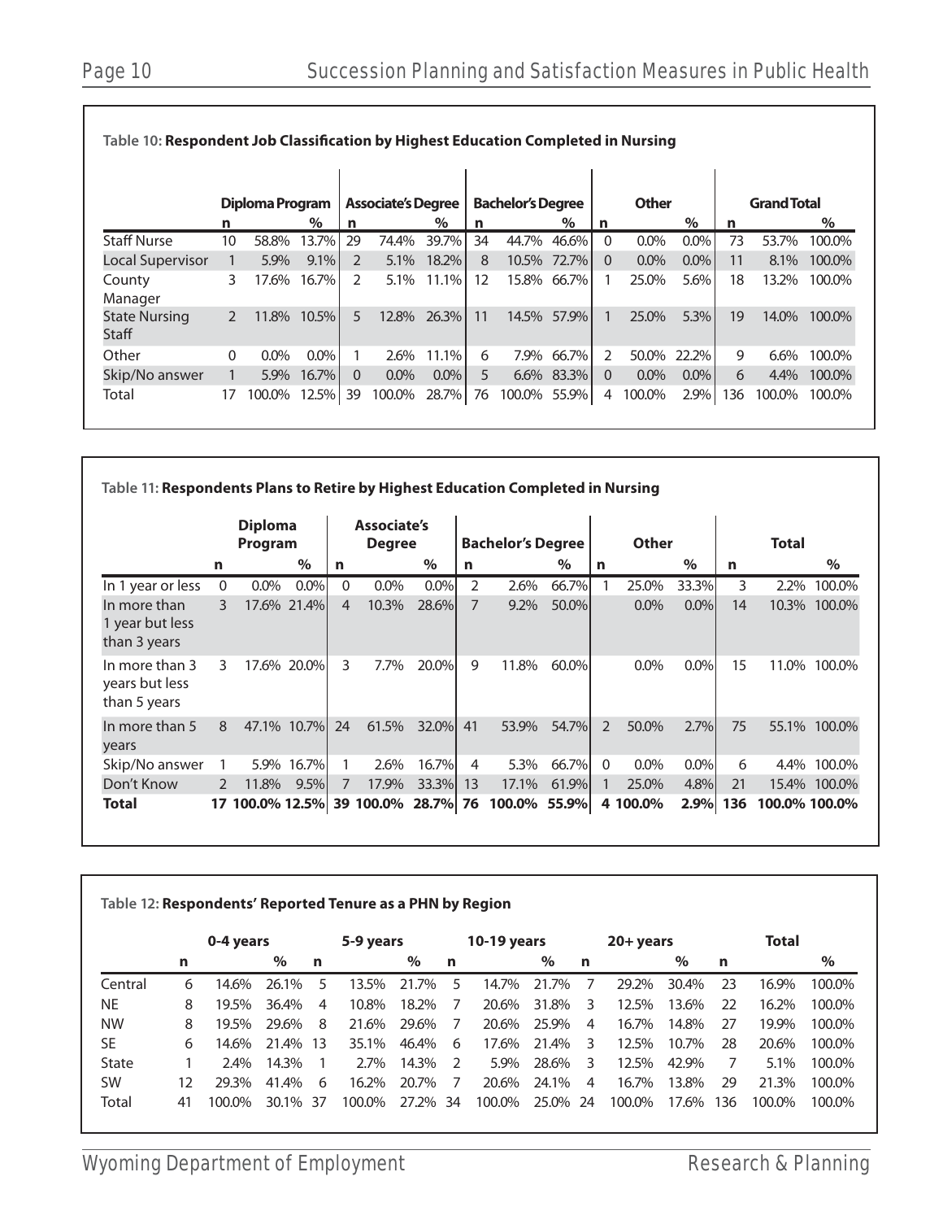**Table 10: Respondent Job Classification by Highest Education Completed in Nursing**

| | Diploma Program | | | Associate's Degree | | | Bachelor's Degree | | | Other | | | Grand Total | | |
|---|---|---|---|---|---|---|---|---|---|---|---|---|---|---|---|
| | n | | % | n | | % | n | | % | n | | % | n | | % |
| Staff Nurse | 10 | 58.8% | 13.7% | 29 | 74.4% | 39.7% | 34 | 44.7% | 46.6% | 0 | 0.0% | 0.0% | 73 | 53.7% | 100.0% |
| Local Supervisor | 1 | 5.9% | 9.1% | 2 | 5.1% | 18.2% | 8 | 10.5% | 72.7% | 0 | 0.0% | 0.0% | 11 | 8.1% | 100.0% |
| County Manager | 3 | 17.6% | 16.7% | 2 | 5.1% | 11.1% | 12 | 15.8% | 66.7% | 1 | 25.0% | 5.6% | 18 | 13.2% | 100.0% |
| State Nursing Staff | 2 | 11.8% | 10.5% | 5 | 12.8% | 26.3% | 11 | 14.5% | 57.9% | 1 | 25.0% | 5.3% | 19 | 14.0% | 100.0% |
| Other | 0 | 0.0% | 0.0% | 1 | 2.6% | 11.1% | 6 | 7.9% | 66.7% | 2 | 50.0% | 22.2% | 9 | 6.6% | 100.0% |
| Skip/No answer | 1 | 5.9% | 16.7% | 0 | 0.0% | 0.0% | 5 | 6.6% | 83.3% | 0 | 0.0% | 0.0% | 6 | 4.4% | 100.0% |
| Total | 17 | 100.0% | 12.5% | 39 | 100.0% | 28.7% | 76 | 100.0% | 55.9% | 4 | 100.0% | 2.9% | 136 | 100.0% | 100.0% |

**Table 11: Respondents Plans to Retire by Highest Education Completed in Nursing**

| | Diploma Program | | | Associate's Degree | | | Bachelor's Degree | | | Other | | | Total | | |
|---|---|---|---|---|---|---|---|---|---|---|---|---|---|---|---|
| | n | | % | n | | % | n | | % | n | | % | n | | % |
| In 1 year or less | 0 | 0.0% | 0.0% | 0 | 0.0% | 0.0% | 2 | 2.6% | 66.7% | 1 | 25.0% | 33.3% | 3 | 2.2% | 100.0% |
| In more than 1 year but less than 3 years | 3 | 17.6% | 21.4% | 4 | 10.3% | 28.6% | 7 | 9.2% | 50.0% | | 0.0% | 0.0% | 14 | 10.3% | 100.0% |
| In more than 3 years but less than 5 years | 3 | 17.6% | 20.0% | 3 | 7.7% | 20.0% | 9 | 11.8% | 60.0% | | 0.0% | 0.0% | 15 | 11.0% | 100.0% |
| In more than 5 years | 8 | 47.1% | 10.7% | 24 | 61.5% | 32.0% | 41 | 53.9% | 54.7% | 2 | 50.0% | 2.7% | 75 | 55.1% | 100.0% |
| Skip/No answer | 1 | 5.9% | 16.7% | 1 | 2.6% | 16.7% | 4 | 5.3% | 66.7% | 0 | 0.0% | 0.0% | 6 | 4.4% | 100.0% |
| Don't Know | 2 | 11.8% | 9.5% | 7 | 17.9% | 33.3% | 13 | 17.1% | 61.9% | 1 | 25.0% | 4.8% | 21 | 15.4% | 100.0% |
| **Total** | **17** | **100.0%** | **12.5%** | **39** | **100.0%** | **28.7%** | **76** | **100.0%** | **55.9%** | **4** | **100.0%** | **2.9%** | **136** | **100.0%** | **100.0%** |

**Table 12: Respondents' Reported Tenure as a PHN by Region**

| | 0-4 years | | | 5-9 years | | | 10-19 years | | | 20+ years | | | Total | | |
|---|---|---|---|---|---|---|---|---|---|---|---|---|---|---|---|
| | n | | % | n | | % | n | | % | n | | % | n | | % |
| Central | 6 | 14.6% | 26.1% | 5 | 13.5% | 21.7% | 5 | 14.7% | 21.7% | 7 | 29.2% | 30.4% | 23 | 16.9% | 100.0% |
| NE | 8 | 19.5% | 36.4% | 4 | 10.8% | 18.2% | 7 | 20.6% | 31.8% | 3 | 12.5% | 13.6% | 22 | 16.2% | 100.0% |
| NW | 8 | 19.5% | 29.6% | 8 | 21.6% | 29.6% | 7 | 20.6% | 25.9% | 4 | 16.7% | 14.8% | 27 | 19.9% | 100.0% |
| SE | 6 | 14.6% | 21.4% | 13 | 35.1% | 46.4% | 6 | 17.6% | 21.4% | 3 | 12.5% | 10.7% | 28 | 20.6% | 100.0% |
| State | 1 | 2.4% | 14.3% | 1 | 2.7% | 14.3% | 2 | 5.9% | 28.6% | 3 | 12.5% | 42.9% | 7 | 5.1% | 100.0% |
| SW | 12 | 29.3% | 41.4% | 6 | 16.2% | 20.7% | 7 | 20.6% | 24.1% | 4 | 16.7% | 13.8% | 29 | 21.3% | 100.0% |
| Total | 41 | 100.0% | 30.1% | 37 | 100.0% | 27.2% | 34 | 100.0% | 25.0% | 24 | 100.0% | 17.6% | 136 | 100.0% | 100.0% |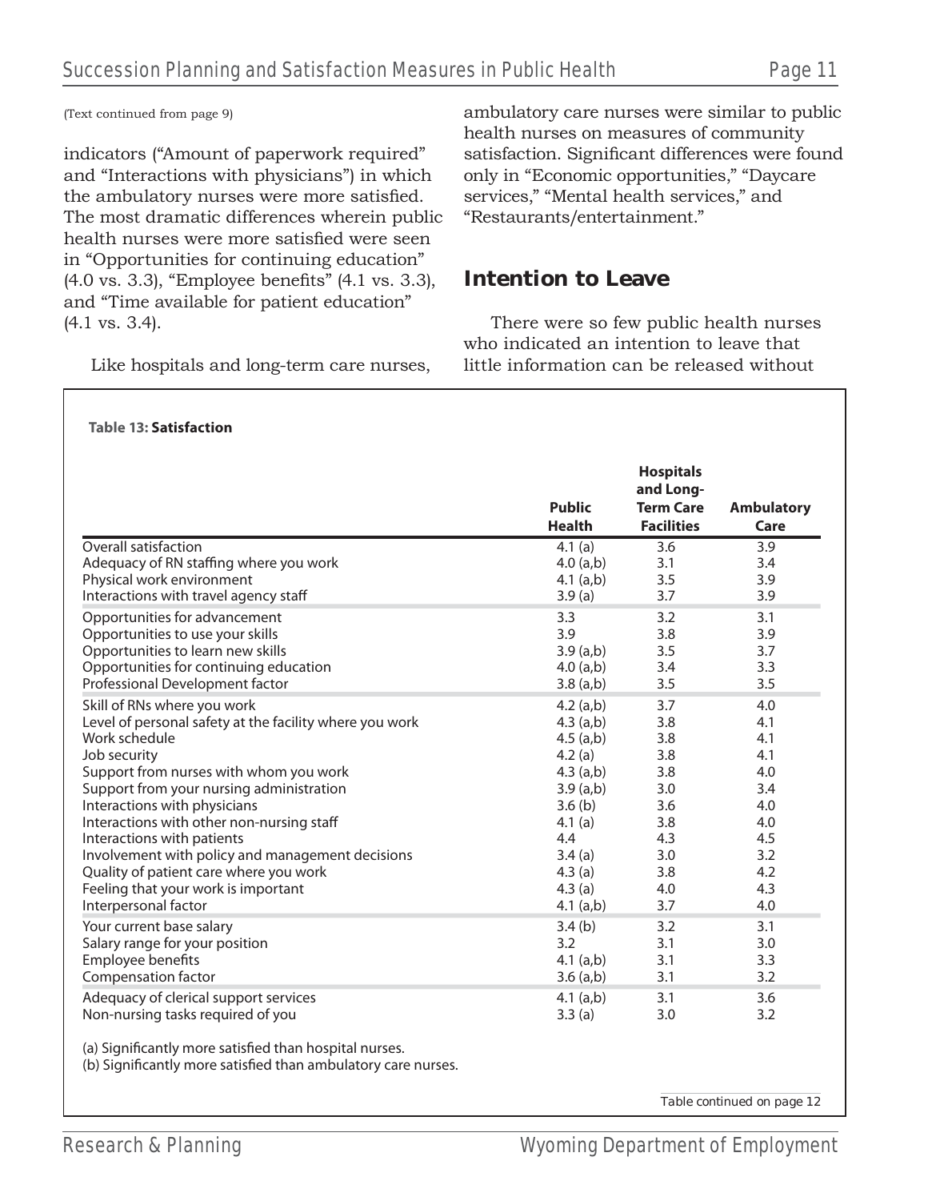(Text continued from page 9)

indicators ("Amount of paperwork required" and "Interactions with physicians") in which the ambulatory nurses were more satisfied. The most dramatic differences wherein public health nurses were more satisfied were seen in "Opportunities for continuing education" (4.0 vs. 3.3), "Employee benefits" (4.1 vs. 3.3), and "Time available for patient education" (4.1 vs. 3.4).

Like hospitals and long-term care nurses, ambulatory care nurses were similar to public health nurses on measures of community satisfaction. Significant differences were found only in "Economic opportunities," "Daycare services," "Mental health services," and "Restaurants/entertainment."

## Intention to Leave

There were so few public health nurses who indicated an intention to leave that little information can be released without

**Table 13: Satisfaction**

| | Public Health | Hospitals and Long-Term Care Facilities | Ambulatory Care |
|---|---|---|---|
| Overall satisfaction | 4.1 (a) | 3.6 | 3.9 |
| Adequacy of RN staffing where you work | 4.0 (a,b) | 3.1 | 3.4 |
| Physical work environment | 4.1 (a,b) | 3.5 | 3.9 |
| Interactions with travel agency staff | 3.9 (a) | 3.7 | 3.9 |
| Opportunities for advancement | 3.3 | 3.2 | 3.1 |
| Opportunities to use your skills | 3.9 | 3.8 | 3.9 |
| Opportunities to learn new skills | 3.9 (a,b) | 3.5 | 3.7 |
| Opportunities for continuing education | 4.0 (a,b) | 3.4 | 3.3 |
| Professional Development factor | 3.8 (a,b) | 3.5 | 3.5 |
| Skill of RNs where you work | 4.2 (a,b) | 3.7 | 4.0 |
| Level of personal safety at the facility where you work | 4.3 (a,b) | 3.8 | 4.1 |
| Work schedule | 4.5 (a,b) | 3.8 | 4.1 |
| Job security | 4.2 (a) | 3.8 | 4.1 |
| Support from nurses with whom you work | 4.3 (a,b) | 3.8 | 4.0 |
| Support from your nursing administration | 3.9 (a,b) | 3.0 | 3.4 |
| Interactions with physicians | 3.6 (b) | 3.6 | 4.0 |
| Interactions with other non-nursing staff | 4.1 (a) | 3.8 | 4.0 |
| Interactions with patients | 4.4 | 4.3 | 4.5 |
| Involvement with policy and management decisions | 3.4 (a) | 3.0 | 3.2 |
| Quality of patient care where you work | 4.3 (a) | 3.8 | 4.2 |
| Feeling that your work is important | 4.3 (a) | 4.0 | 4.3 |
| Interpersonal factor | 4.1 (a,b) | 3.7 | 4.0 |
| Your current base salary | 3.4 (b) | 3.2 | 3.1 |
| Salary range for your position | 3.2 | 3.1 | 3.0 |
| Employee benefits | 4.1 (a,b) | 3.1 | 3.3 |
| Compensation factor | 3.6 (a,b) | 3.1 | 3.2 |
| Adequacy of clerical support services | 4.1 (a,b) | 3.1 | 3.6 |
| Non-nursing tasks required of you | 3.3 (a) | 3.0 | 3.2 |

(a) Significantly more satisfied than hospital nurses.
(b) Significantly more satisfied than ambulatory care nurses.

Table continued on page 12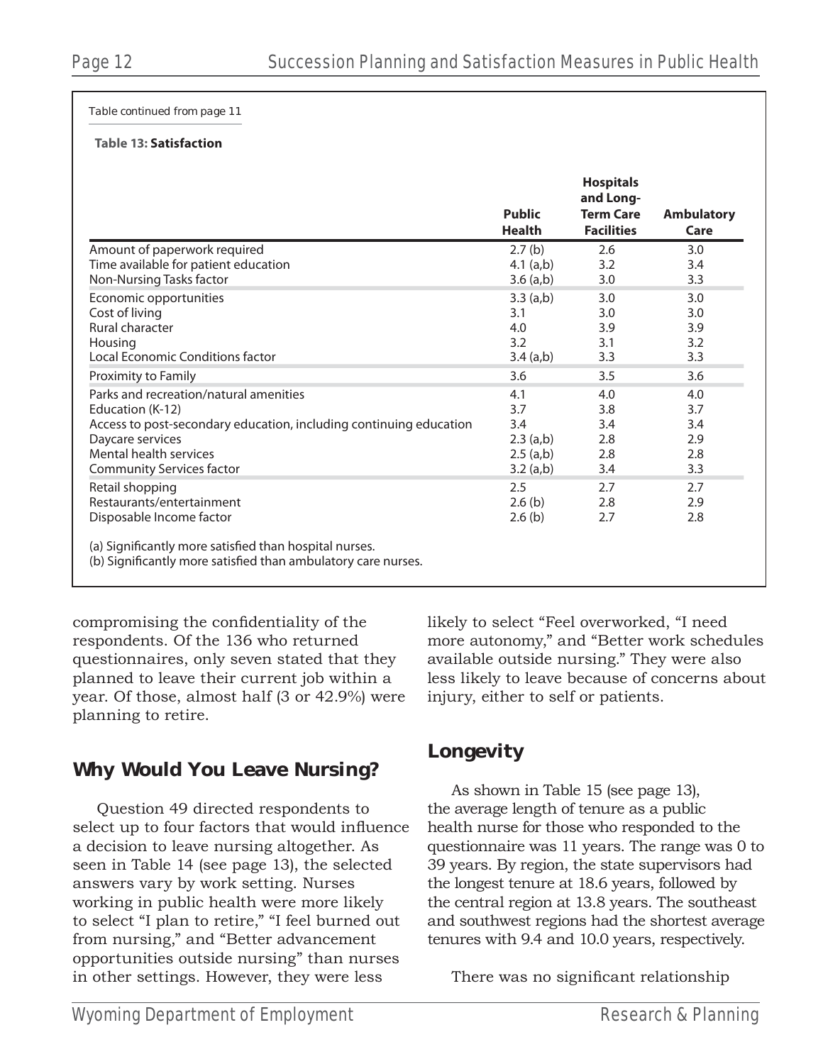Table continued from page 11

**Table 13: Satisfaction**

| | Public Health | Hospitals and Long-Term Care Facilities | Ambulatory Care |
|---|---|---|---|
| Amount of paperwork required | 2.7 (b) | 2.6 | 3.0 |
| Time available for patient education | 4.1 (a,b) | 3.2 | 3.4 |
| Non-Nursing Tasks factor | 3.6 (a,b) | 3.0 | 3.3 |
| Economic opportunities | 3.3 (a,b) | 3.0 | 3.0 |
| Cost of living | 3.1 | 3.0 | 3.0 |
| Rural character | 4.0 | 3.9 | 3.9 |
| Housing | 3.2 | 3.1 | 3.2 |
| Local Economic Conditions factor | 3.4 (a,b) | 3.3 | 3.3 |
| Proximity to Family | 3.6 | 3.5 | 3.6 |
| Parks and recreation/natural amenities | 4.1 | 4.0 | 4.0 |
| Education (K-12) | 3.7 | 3.8 | 3.7 |
| Access to post-secondary education, including continuing education | 3.4 | 3.4 | 3.4 |
| Daycare services | 2.3 (a,b) | 2.8 | 2.9 |
| Mental health services | 2.5 (a,b) | 2.8 | 2.8 |
| Community Services factor | 3.2 (a,b) | 3.4 | 3.3 |
| Retail shopping | 2.5 | 2.7 | 2.7 |
| Restaurants/entertainment | 2.6 (b) | 2.8 | 2.9 |
| Disposable Income factor | 2.6 (b) | 2.7 | 2.8 |

(a) Significantly more satisfied than hospital nurses.
(b) Significantly more satisfied than ambulatory care nurses.

compromising the confidentiality of the respondents. Of the 136 who returned questionnaires, only seven stated that they planned to leave their current job within a year. Of those, almost half (3 or 42.9%) were planning to retire.

## Why Would You Leave Nursing?

Question 49 directed respondents to select up to four factors that would influence a decision to leave nursing altogether. As seen in Table 14 (see page 13), the selected answers vary by work setting. Nurses working in public health were more likely to select "I plan to retire," "I feel burned out from nursing," and "Better advancement opportunities outside nursing" than nurses in other settings. However, they were less likely to select "Feel overworked, "I need more autonomy," and "Better work schedules available outside nursing." They were also less likely to leave because of concerns about injury, either to self or patients.

## Longevity

As shown in Table 15 (see page 13), the average length of tenure as a public health nurse for those who responded to the questionnaire was 11 years. The range was 0 to 39 years. By region, the state supervisors had the longest tenure at 18.6 years, followed by the central region at 13.8 years. The southeast and southwest regions had the shortest average tenures with 9.4 and 10.0 years, respectively.

There was no significant relationship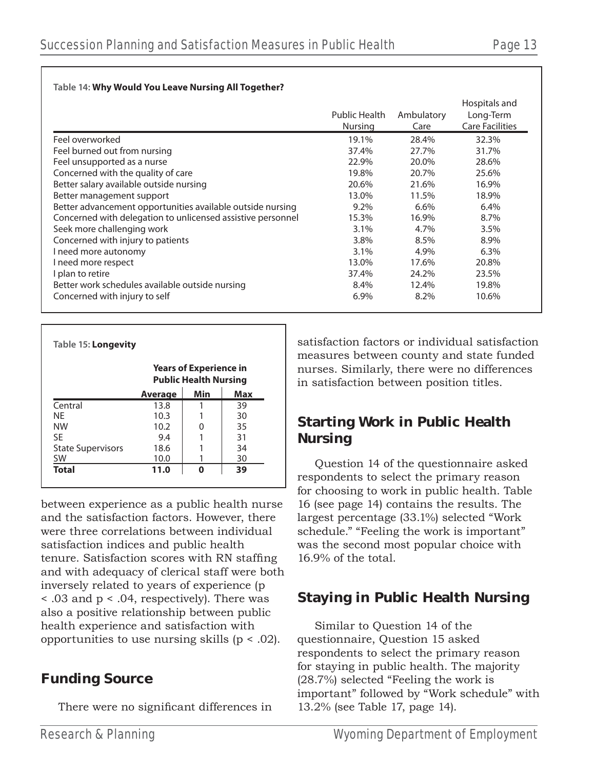**Table 14: Why Would You Leave Nursing All Together?**

| | Public Health Nursing | Ambulatory Care | Hospitals and Long-Term Care Facilities |
|---|---|---|---|
| Feel overworked | 19.1% | 28.4% | 32.3% |
| Feel burned out from nursing | 37.4% | 27.7% | 31.7% |
| Feel unsupported as a nurse | 22.9% | 20.0% | 28.6% |
| Concerned with the quality of care | 19.8% | 20.7% | 25.6% |
| Better salary available outside nursing | 20.6% | 21.6% | 16.9% |
| Better management support | 13.0% | 11.5% | 18.9% |
| Better advancement opportunities available outside nursing | 9.2% | 6.6% | 6.4% |
| Concerned with delegation to unlicensed assistive personnel | 15.3% | 16.9% | 8.7% |
| Seek more challenging work | 3.1% | 4.7% | 3.5% |
| Concerned with injury to patients | 3.8% | 8.5% | 8.9% |
| I need more autonomy | 3.1% | 4.9% | 6.3% |
| I need more respect | 13.0% | 17.6% | 20.8% |
| I plan to retire | 37.4% | 24.2% | 23.5% |
| Better work schedules available outside nursing | 8.4% | 12.4% | 19.8% |
| Concerned with injury to self | 6.9% | 8.2% | 10.6% |

**Table 15: Longevity**

| | Years of Experience in Public Health Nursing | | |
|---|---|---|---|
| | **Average** | **Min** | **Max** |
| Central | 13.8 | 1 | 39 |
| NE | 10.3 | 1 | 30 |
| NW | 10.2 | 0 | 35 |
| SE | 9.4 | 1 | 31 |
| State Supervisors | 18.6 | 1 | 34 |
| SW | 10.0 | 1 | 30 |
| **Total** | **11.0** | **0** | **39** |

between experience as a public health nurse and the satisfaction factors. However, there were three correlations between individual satisfaction indices and public health tenure. Satisfaction scores with RN staffing and with adequacy of clerical staff were both inversely related to years of experience ($p < .03$ and $p < .04$, respectively). There was also a positive relationship between public health experience and satisfaction with opportunities to use nursing skills ($p < .02$).

## Funding Source

There were no significant differences in satisfaction factors or individual satisfaction measures between county and state funded nurses. Similarly, there were no differences in satisfaction between position titles.

## Starting Work in Public Health Nursing

Question 14 of the questionnaire asked respondents to select the primary reason for choosing to work in public health. Table 16 (see page 14) contains the results. The largest percentage (33.1%) selected "Work schedule." "Feeling the work is important" was the second most popular choice with 16.9% of the total.

## Staying in Public Health Nursing

Similar to Question 14 of the questionnaire, Question 15 asked respondents to select the primary reason for staying in public health. The majority (28.7%) selected "Feeling the work is important" followed by "Work schedule" with 13.2% (see Table 17, page 14).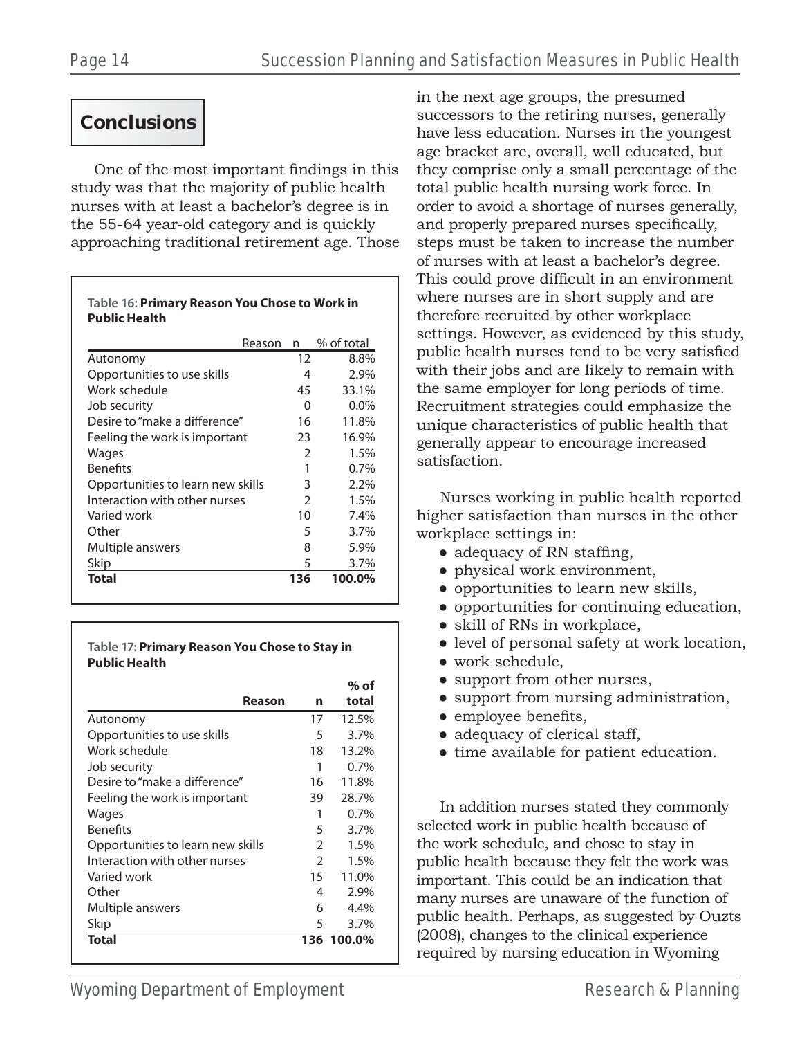## Conclusions

One of the most important findings in this study was that the majority of public health nurses with at least a bachelor's degree is in the 55-64 year-old category and is quickly approaching traditional retirement age. Those in the next age groups, the presumed successors to the retiring nurses, generally have less education. Nurses in the youngest age bracket are, overall, well educated, but they comprise only a small percentage of the total public health nursing work force. In order to avoid a shortage of nurses generally, and properly prepared nurses specifically, steps must be taken to increase the number of nurses with at least a bachelor's degree. This could prove difficult in an environment where nurses are in short supply and are therefore recruited by other workplace settings. However, as evidenced by this study, public health nurses tend to be very satisfied with their jobs and are likely to remain with the same employer for long periods of time. Recruitment strategies could emphasize the unique characteristics of public health that generally appear to encourage increased satisfaction.

**Table 16: Primary Reason You Chose to Work in Public Health**

| Reason | n | % of total |
|---|---|---|
| Autonomy | 12 | 8.8% |
| Opportunities to use skills | 4 | 2.9% |
| Work schedule | 45 | 33.1% |
| Job security | 0 | 0.0% |
| Desire to "make a difference" | 16 | 11.8% |
| Feeling the work is important | 23 | 16.9% |
| Wages | 2 | 1.5% |
| Benefits | 1 | 0.7% |
| Opportunities to learn new skills | 3 | 2.2% |
| Interaction with other nurses | 2 | 1.5% |
| Varied work | 10 | 7.4% |
| Other | 5 | 3.7% |
| Multiple answers | 8 | 5.9% |
| Skip | 5 | 3.7% |
| **Total** | **136** | **100.0%** |

**Table 17: Primary Reason You Chose to Stay in Public Health**

| Reason | n | % of total |
|---|---|---|
| Autonomy | 17 | 12.5% |
| Opportunities to use skills | 5 | 3.7% |
| Work schedule | 18 | 13.2% |
| Job security | 1 | 0.7% |
| Desire to "make a difference" | 16 | 11.8% |
| Feeling the work is important | 39 | 28.7% |
| Wages | 1 | 0.7% |
| Benefits | 5 | 3.7% |
| Opportunities to learn new skills | 2 | 1.5% |
| Interaction with other nurses | 2 | 1.5% |
| Varied work | 15 | 11.0% |
| Other | 4 | 2.9% |
| Multiple answers | 6 | 4.4% |
| Skip | 5 | 3.7% |
| **Total** | **136** | **100.0%** |

Nurses working in public health reported higher satisfaction than nurses in the other workplace settings in:

- adequacy of RN staffing,
- physical work environment,
- opportunities to learn new skills,
- opportunities for continuing education,
- skill of RNs in workplace,
- level of personal safety at work location,
- work schedule,
- support from other nurses,
- support from nursing administration,
- employee benefits,
- adequacy of clerical staff,
- time available for patient education.

In addition nurses stated they commonly selected work in public health because of the work schedule, and chose to stay in public health because they felt the work was important. This could be an indication that many nurses are unaware of the function of public health. Perhaps, as suggested by Ouzts (2008), changes to the clinical experience required by nursing education in Wyoming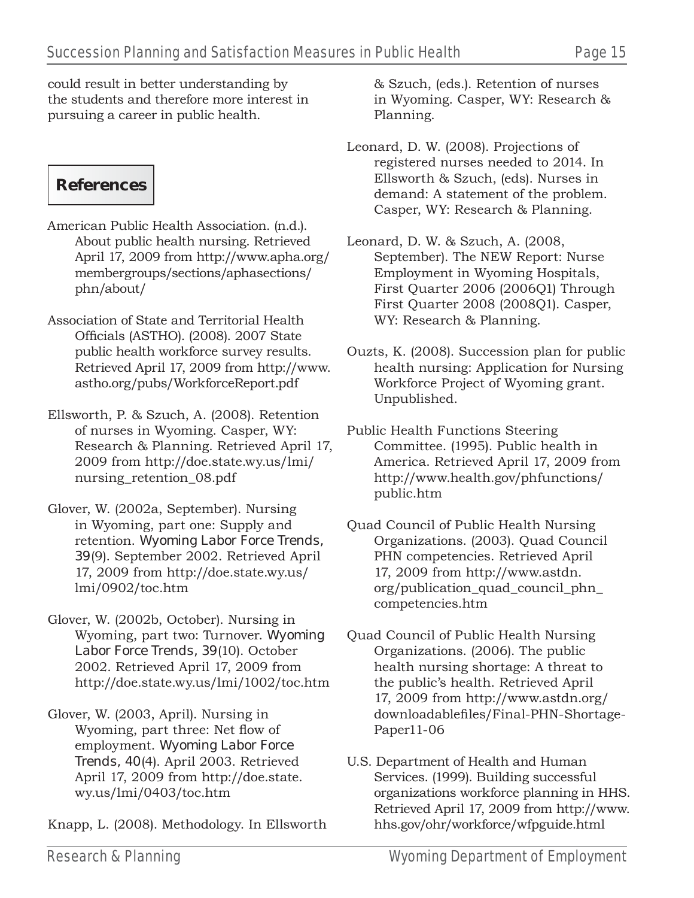could result in better understanding by the students and therefore more interest in pursuing a career in public health.

## References

American Public Health Association. (n.d.). About public health nursing. Retrieved April 17, 2009 from http://www.apha.org/membergroups/sections/aphasections/phn/about/

Association of State and Territorial Health Officials (ASTHO). (2008). 2007 State public health workforce survey results. Retrieved April 17, 2009 from http://www.astho.org/pubs/WorkforceReport.pdf

Ellsworth, P. & Szuch, A. (2008). Retention of nurses in Wyoming. Casper, WY: Research & Planning. Retrieved April 17, 2009 from http://doe.state.wy.us/lmi/nursing_retention_08.pdf

Glover, W. (2002a, September). Nursing in Wyoming, part one: Supply and retention. *Wyoming Labor Force Trends, 39*(9). September 2002. Retrieved April 17, 2009 from http://doe.state.wy.us/lmi/0902/toc.htm

Glover, W. (2002b, October). Nursing in Wyoming, part two: Turnover. *Wyoming Labor Force Trends, 39*(10). October 2002. Retrieved April 17, 2009 from http://doe.state.wy.us/lmi/1002/toc.htm

Glover, W. (2003, April). Nursing in Wyoming, part three: Net flow of employment. *Wyoming Labor Force Trends, 40*(4). April 2003. Retrieved April 17, 2009 from http://doe.state.wy.us/lmi/0403/toc.htm

Knapp, L. (2008). Methodology. In Ellsworth & Szuch, (eds.). Retention of nurses in Wyoming. Casper, WY: Research & Planning.

Leonard, D. W. (2008). Projections of registered nurses needed to 2014. In Ellsworth & Szuch, (eds). Nurses in demand: A statement of the problem. Casper, WY: Research & Planning.

Leonard, D. W. & Szuch, A. (2008, September). The NEW Report: Nurse Employment in Wyoming Hospitals, First Quarter 2006 (2006Q1) Through First Quarter 2008 (2008Q1). Casper, WY: Research & Planning.

Ouzts, K. (2008). Succession plan for public health nursing: Application for Nursing Workforce Project of Wyoming grant. Unpublished.

Public Health Functions Steering Committee. (1995). Public health in America. Retrieved April 17, 2009 from http://www.health.gov/phfunctions/public.htm

Quad Council of Public Health Nursing Organizations. (2003). Quad Council PHN competencies. Retrieved April 17, 2009 from http://www.astdn.org/publication_quad_council_phn_competencies.htm

Quad Council of Public Health Nursing Organizations. (2006). The public health nursing shortage: A threat to the public's health. Retrieved April 17, 2009 from http://www.astdn.org/downloadablefiles/Final-PHN-Shortage-Paper11-06

U.S. Department of Health and Human Services. (1999). Building successful organizations workforce planning in HHS. Retrieved April 17, 2009 from http://www.hhs.gov/ohr/workforce/wfpguide.html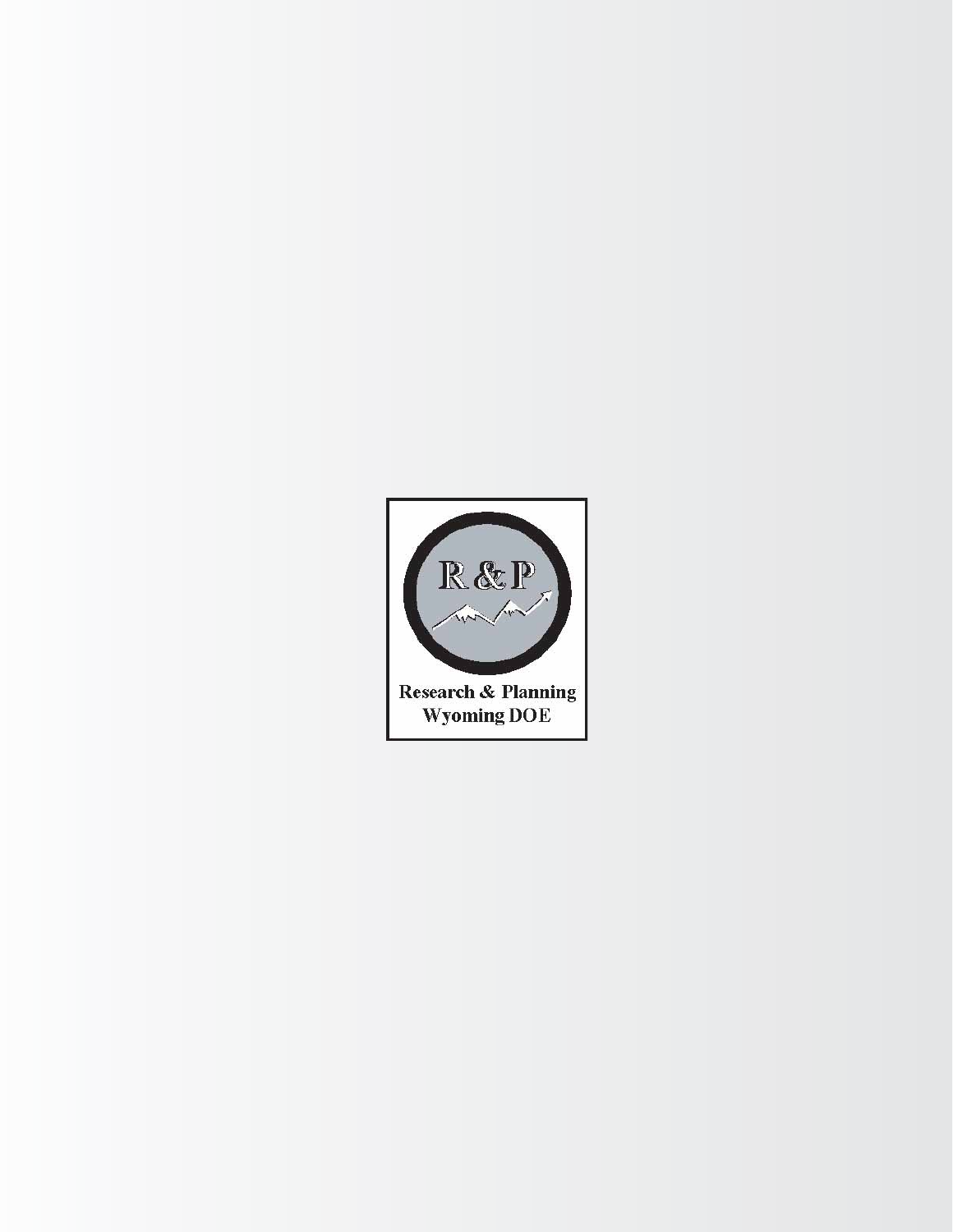R & P

Research & Planning
Wyoming DOE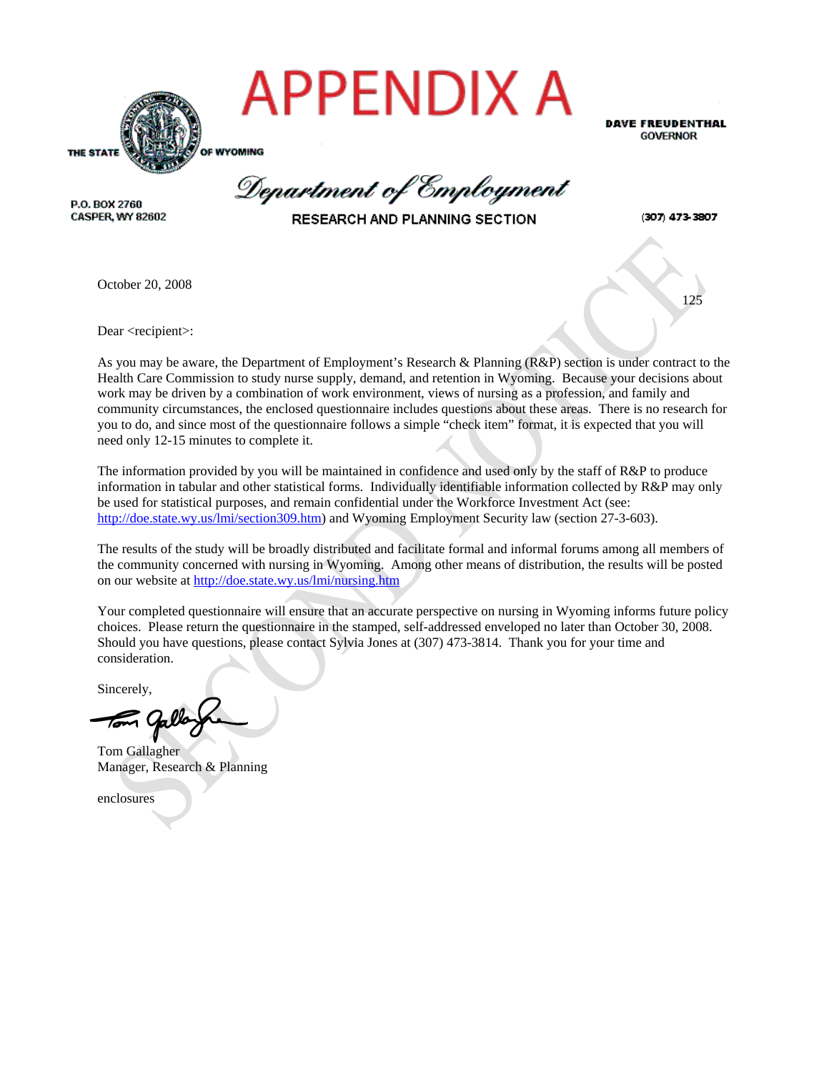# APPENDIX A

THE STATE OF WYOMING

**DAVE FREUDENTHAL**
GOVERNOR

*Department of Employment*

RESEARCH AND PLANNING SECTION

P.O. BOX 2760
CASPER, WY 82602

(307) 473-3807

October 20, 2008

125

Dear <recipient>:

As you may be aware, the Department of Employment's Research & Planning (R&P) section is under contract to the Health Care Commission to study nurse supply, demand, and retention in Wyoming. Because your decisions about work may be driven by a combination of work environment, views of nursing as a profession, and family and community circumstances, the enclosed questionnaire includes questions about these areas. There is no research for you to do, and since most of the questionnaire follows a simple "check item" format, it is expected that you will need only 12-15 minutes to complete it.

The information provided by you will be maintained in confidence and used only by the staff of R&P to produce information in tabular and other statistical forms. Individually identifiable information collected by R&P may only be used for statistical purposes, and remain confidential under the Workforce Investment Act (see: http://doe.state.wy.us/lmi/section309.htm) and Wyoming Employment Security law (section 27-3-603).

The results of the study will be broadly distributed and facilitate formal and informal forums among all members of the community concerned with nursing in Wyoming. Among other means of distribution, the results will be posted on our website at http://doe.state.wy.us/lmi/nursing.htm

Your completed questionnaire will ensure that an accurate perspective on nursing in Wyoming informs future policy choices. Please return the questionnaire in the stamped, self-addressed enveloped no later than October 30, 2008. Should you have questions, please contact Sylvia Jones at (307) 473-3814. Thank you for your time and consideration.

Sincerely,

Tom Gallagher
Manager, Research & Planning

enclosures

SECOND NOTICE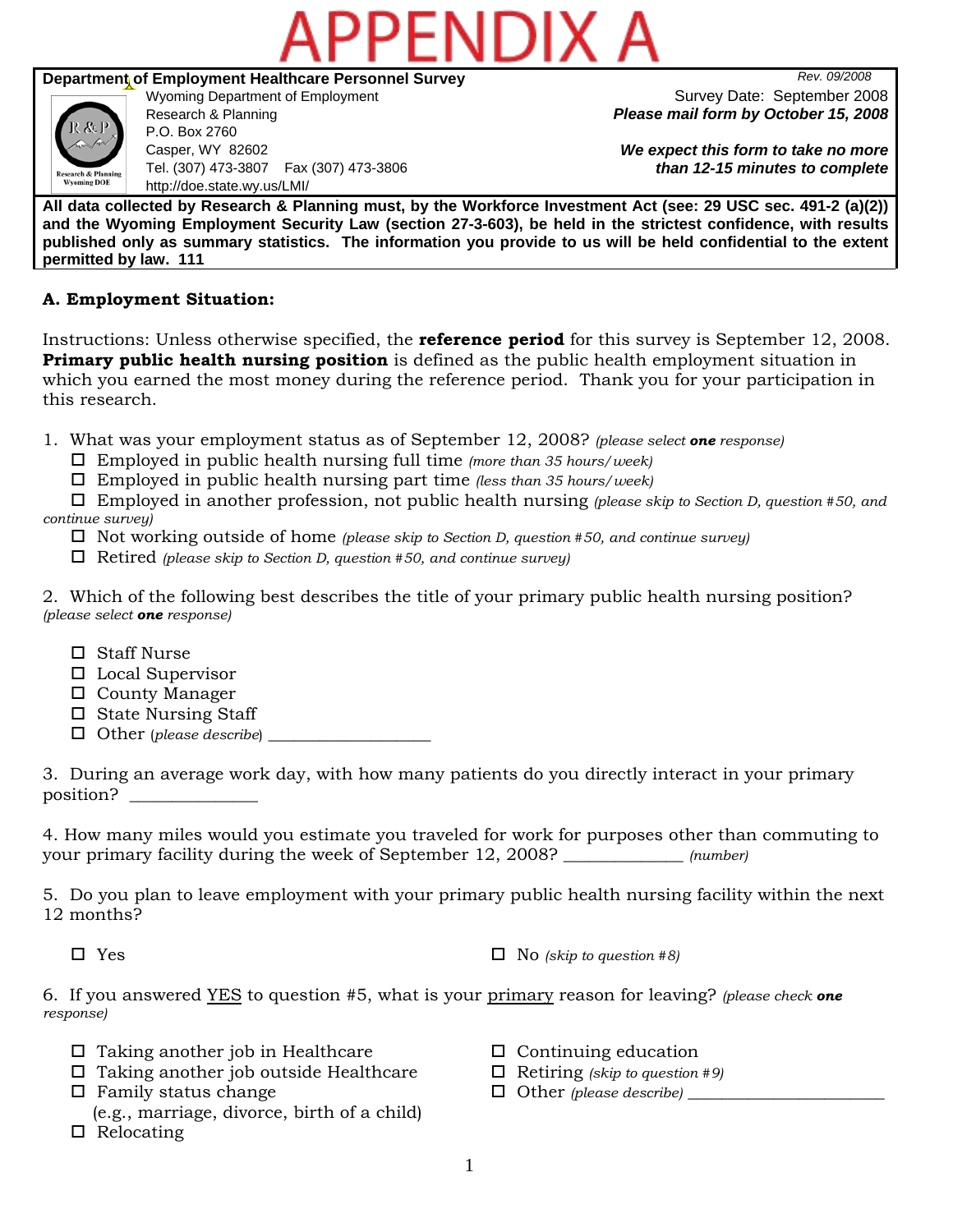# APPENDIX A

**Department of Employment Healthcare Personnel Survey**

Rev. 09/2008

Wyoming Department of Employment
Research & Planning
P.O. Box 2760
Casper, WY 82602
Tel. (307) 473-3807 Fax (307) 473-3806
http://doe.state.wy.us/LMI/

Survey Date: September 2008
***Please mail form by October 15, 2008***

***We expect this form to take no more than 12-15 minutes to complete***

**All data collected by Research & Planning must, by the Workforce Investment Act (see: 29 USC sec. 491-2 (a)(2)) and the Wyoming Employment Security Law (section 27-3-603), be held in the strictest confidence, with results published only as summary statistics. The information you provide to us will be held confidential to the extent permitted by law. 111**

## A. Employment Situation:

Instructions: Unless otherwise specified, the **reference period** for this survey is September 12, 2008. **Primary public health nursing position** is defined as the public health employment situation in which you earned the most money during the reference period. Thank you for your participation in this research.

1. What was your employment status as of September 12, 2008? *(please select **one** response)*
   - ☐ Employed in public health nursing full time *(more than 35 hours/week)*
   - ☐ Employed in public health nursing part time *(less than 35 hours/week)*
   - ☐ Employed in another profession, not public health nursing *(please skip to Section D, question #50, and continue survey)*
   - ☐ Not working outside of home *(please skip to Section D, question #50, and continue survey)*
   - ☐ Retired *(please skip to Section D, question #50, and continue survey)*

2. Which of the following best describes the title of your primary public health nursing position? *(please select **one** response)*
   - ☐ Staff Nurse
   - ☐ Local Supervisor
   - ☐ County Manager
   - ☐ State Nursing Staff
   - ☐ Other (*please describe*) ___________________

3. During an average work day, with how many patients do you directly interact in your primary position? ______________

4. How many miles would you estimate you traveled for work for purposes other than commuting to your primary facility during the week of September 12, 2008? _____________ *(number)*

5. Do you plan to leave employment with your primary public health nursing facility within the next 12 months?
   - ☐ Yes
   - ☐ No *(skip to question #8)*

6. If you answered YES to question #5, what is your primary reason for leaving? *(please check **one** response)*
   - ☐ Taking another job in Healthcare
   - ☐ Taking another job outside Healthcare
   - ☐ Family status change (e.g., marriage, divorce, birth of a child)
   - ☐ Relocating
   - ☐ Continuing education
   - ☐ Retiring *(skip to question #9)*
   - ☐ Other *(please describe)* _______________________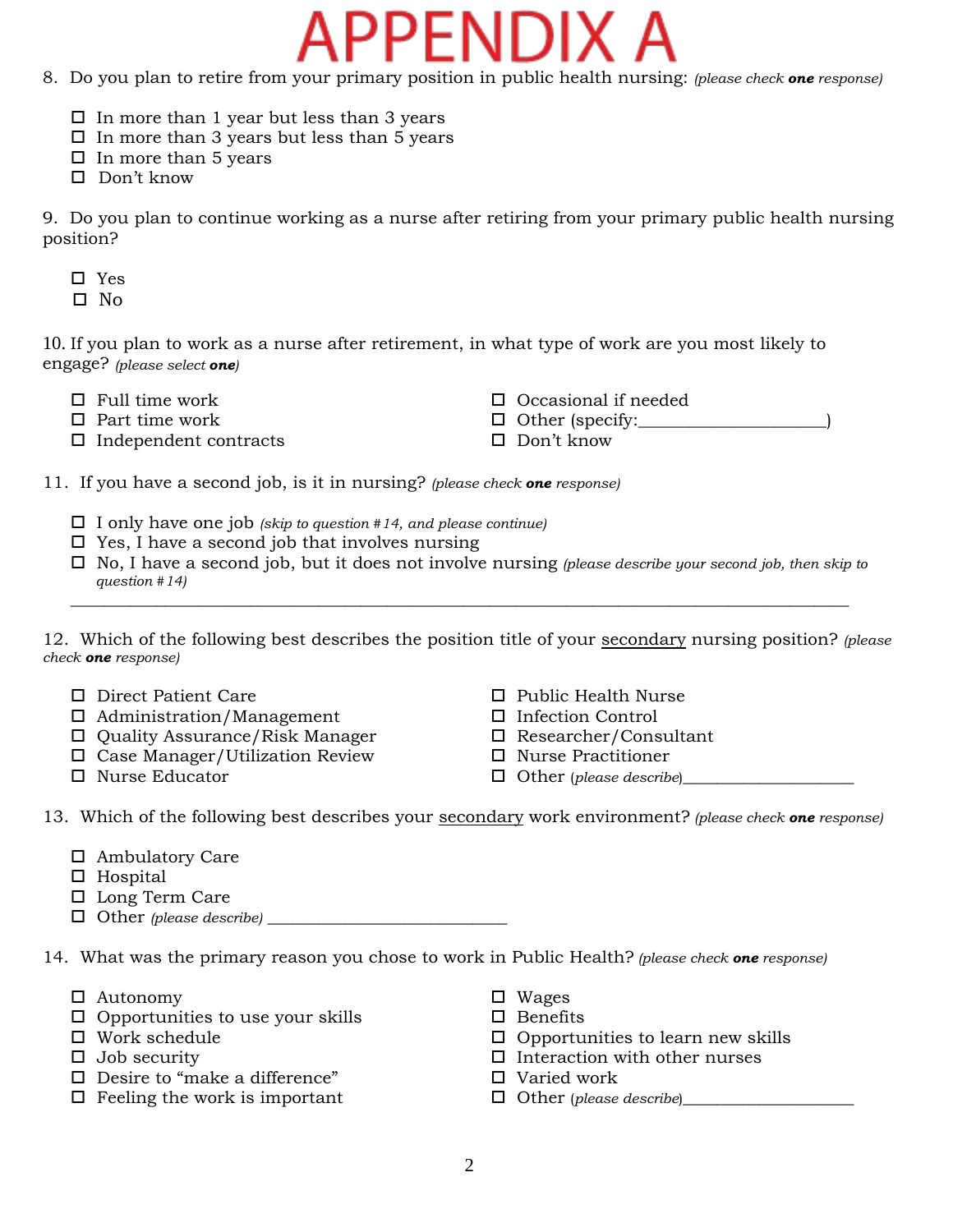# APPENDIX A

8. Do you plan to retire from your primary position in public health nursing: *(please check **one** response)*

- ☐ In more than 1 year but less than 3 years
- ☐ In more than 3 years but less than 5 years
- ☐ In more than 5 years
- ☐ Don't know

9. Do you plan to continue working as a nurse after retiring from your primary public health nursing position?

- ☐ Yes
- ☐ No

10. If you plan to work as a nurse after retirement, in what type of work are you most likely to engage? *(please select **one**)*

- ☐ Full time work
- ☐ Part time work
- ☐ Independent contracts
- ☐ Occasional if needed
- ☐ Other (specify:_____________________)
- ☐ Don't know

11. If you have a second job, is it in nursing? *(please check **one** response)*

- ☐ I only have one job *(skip to question #14, and please continue)*
- ☐ Yes, I have a second job that involves nursing
- ☐ No, I have a second job, but it does not involve nursing *(please describe your second job, then skip to question #14)*

_____________________________________________________________________________________

12. Which of the following best describes the position title of your <u>secondary</u> nursing position? *(please check **one** response)*

- ☐ Direct Patient Care
- ☐ Administration/Management
- ☐ Quality Assurance/Risk Manager
- ☐ Case Manager/Utilization Review
- ☐ Nurse Educator
- ☐ Public Health Nurse
- ☐ Infection Control
- ☐ Researcher/Consultant
- ☐ Nurse Practitioner
- ☐ Other *(please describe)*____________________

13. Which of the following best describes your <u>secondary</u> work environment? *(please check **one** response)*

- ☐ Ambulatory Care
- ☐ Hospital
- ☐ Long Term Care
- ☐ Other *(please describe)* ___________________________

14. What was the primary reason you chose to work in Public Health? *(please check **one** response)*

- ☐ Autonomy
- ☐ Opportunities to use your skills
- ☐ Work schedule
- ☐ Job security
- ☐ Desire to "make a difference"
- ☐ Feeling the work is important
- ☐ Wages
- ☐ Benefits
- ☐ Opportunities to learn new skills
- ☐ Interaction with other nurses
- ☐ Varied work
- ☐ Other *(please describe)*____________________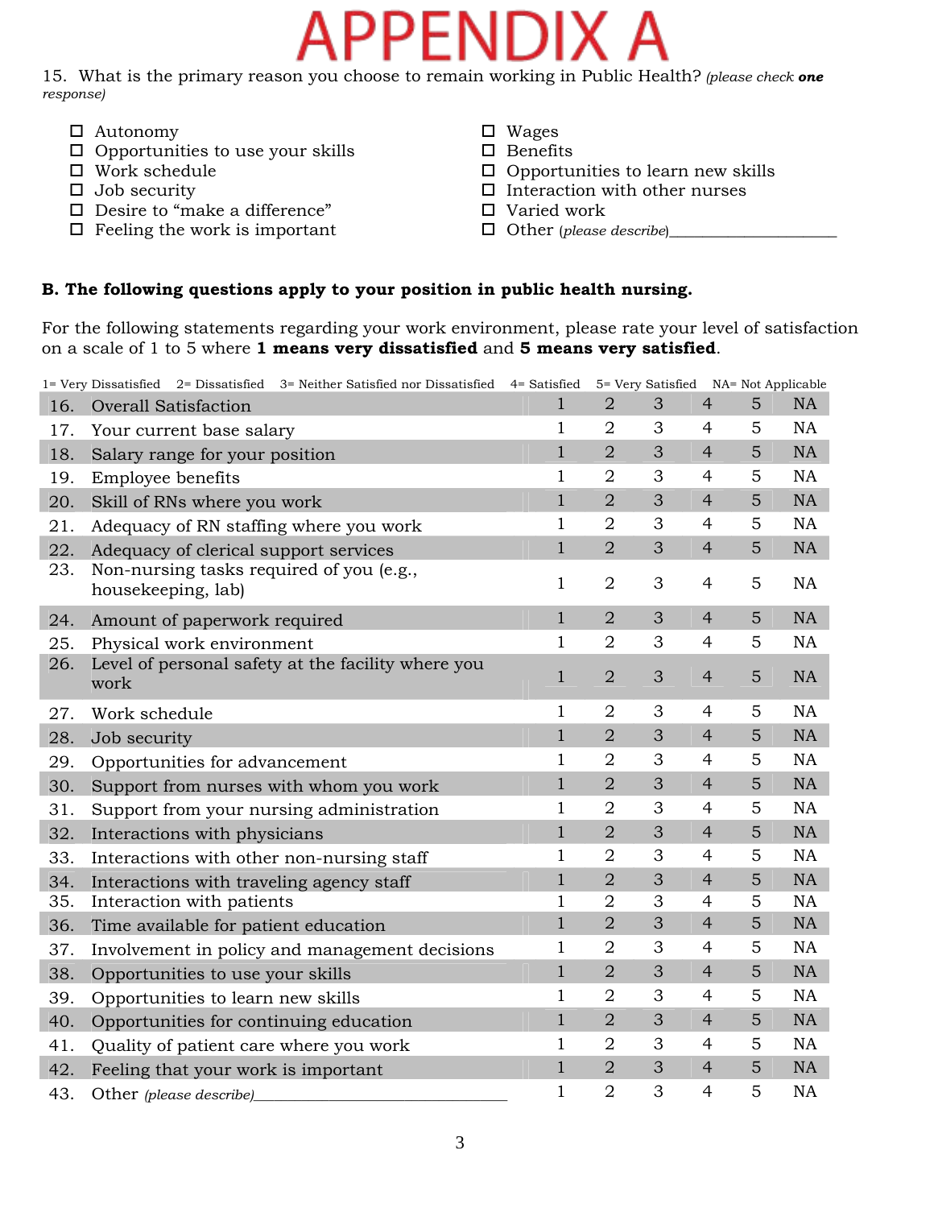# APPENDIX A

15. What is the primary reason you choose to remain working in Public Health? *(please check* ***one*** *response)*

- ☐ Autonomy
- ☐ Opportunities to use your skills
- ☐ Work schedule
- ☐ Job security
- ☐ Desire to "make a difference"
- ☐ Feeling the work is important
- ☐ Wages
- ☐ Benefits
- ☐ Opportunities to learn new skills
- ☐ Interaction with other nurses
- ☐ Varied work
- ☐ Other (*please describe*)____________________

**B. The following questions apply to your position in public health nursing.**

For the following statements regarding your work environment, please rate your level of satisfaction on a scale of 1 to 5 where **1 means very dissatisfied** and **5 means very satisfied**.

1= Very Dissatisfied 2= Dissatisfied 3= Neither Satisfied nor Dissatisfied 4= Satisfied 5= Very Satisfied NA= Not Applicable

| | | | | | | | |
|---|---|---|---|---|---|---|---|
| 16. | Overall Satisfaction | 1 | 2 | 3 | 4 | 5 | NA |
| 17. | Your current base salary | 1 | 2 | 3 | 4 | 5 | NA |
| 18. | Salary range for your position | 1 | 2 | 3 | 4 | 5 | NA |
| 19. | Employee benefits | 1 | 2 | 3 | 4 | 5 | NA |
| 20. | Skill of RNs where you work | 1 | 2 | 3 | 4 | 5 | NA |
| 21. | Adequacy of RN staffing where you work | 1 | 2 | 3 | 4 | 5 | NA |
| 22. | Adequacy of clerical support services | 1 | 2 | 3 | 4 | 5 | NA |
| 23. | Non-nursing tasks required of you (e.g., housekeeping, lab) | 1 | 2 | 3 | 4 | 5 | NA |
| 24. | Amount of paperwork required | 1 | 2 | 3 | 4 | 5 | NA |
| 25. | Physical work environment | 1 | 2 | 3 | 4 | 5 | NA |
| 26. | Level of personal safety at the facility where you work | 1 | 2 | 3 | 4 | 5 | NA |
| 27. | Work schedule | 1 | 2 | 3 | 4 | 5 | NA |
| 28. | Job security | 1 | 2 | 3 | 4 | 5 | NA |
| 29. | Opportunities for advancement | 1 | 2 | 3 | 4 | 5 | NA |
| 30. | Support from nurses with whom you work | 1 | 2 | 3 | 4 | 5 | NA |
| 31. | Support from your nursing administration | 1 | 2 | 3 | 4 | 5 | NA |
| 32. | Interactions with physicians | 1 | 2 | 3 | 4 | 5 | NA |
| 33. | Interactions with other non-nursing staff | 1 | 2 | 3 | 4 | 5 | NA |
| 34. | Interactions with traveling agency staff | 1 | 2 | 3 | 4 | 5 | NA |
| 35. | Interaction with patients | 1 | 2 | 3 | 4 | 5 | NA |
| 36. | Time available for patient education | 1 | 2 | 3 | 4 | 5 | NA |
| 37. | Involvement in policy and management decisions | 1 | 2 | 3 | 4 | 5 | NA |
| 38. | Opportunities to use your skills | 1 | 2 | 3 | 4 | 5 | NA |
| 39. | Opportunities to learn new skills | 1 | 2 | 3 | 4 | 5 | NA |
| 40. | Opportunities for continuing education | 1 | 2 | 3 | 4 | 5 | NA |
| 41. | Quality of patient care where you work | 1 | 2 | 3 | 4 | 5 | NA |
| 42. | Feeling that your work is important | 1 | 2 | 3 | 4 | 5 | NA |
| 43. | Other *(please describe)*______________________________ | 1 | 2 | 3 | 4 | 5 | NA |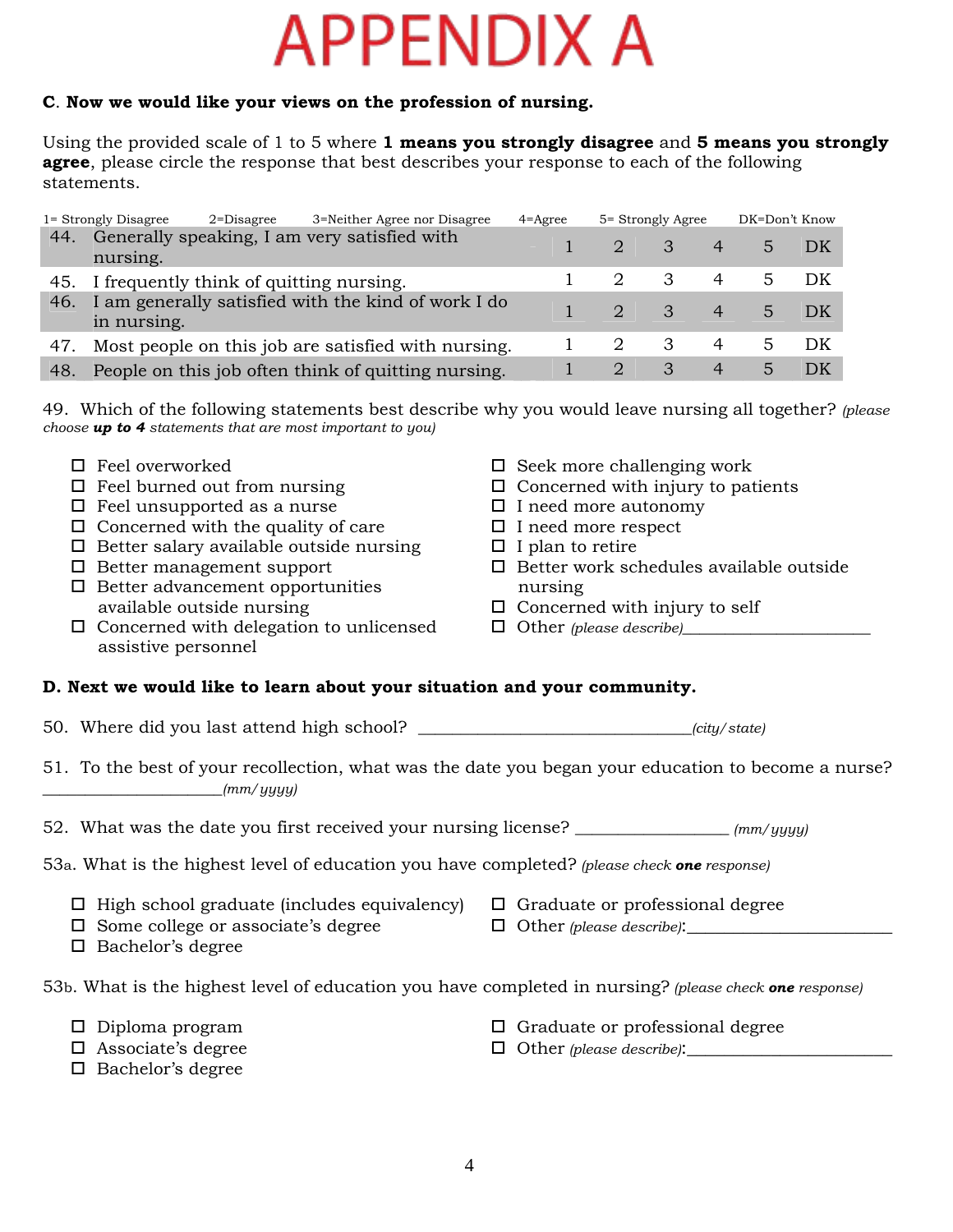# APPENDIX A

**C. Now we would like your views on the profession of nursing.**

Using the provided scale of 1 to 5 where **1 means you strongly disagree** and **5 means you strongly agree**, please circle the response that best describes your response to each of the following statements.

1= Strongly Disagree    2=Disagree    3=Neither Agree nor Disagree    4=Agree    5= Strongly Agree    DK=Don't Know

| | | | | | | | |
|---|---|---|---|---|---|---|---|
| 44. | Generally speaking, I am very satisfied with nursing. | 1 | 2 | 3 | 4 | 5 | DK |
| 45. | I frequently think of quitting nursing. | 1 | 2 | 3 | 4 | 5 | DK |
| 46. | I am generally satisfied with the kind of work I do in nursing. | 1 | 2 | 3 | 4 | 5 | DK |
| 47. | Most people on this job are satisfied with nursing. | 1 | 2 | 3 | 4 | 5 | DK |
| 48. | People on this job often think of quitting nursing. | 1 | 2 | 3 | 4 | 5 | DK |

49. Which of the following statements best describe why you would leave nursing all together? *(please choose **up to 4** statements that are most important to you)*

- ☐ Feel overworked
- ☐ Feel burned out from nursing
- ☐ Feel unsupported as a nurse
- ☐ Concerned with the quality of care
- ☐ Better salary available outside nursing
- ☐ Better management support
- ☐ Better advancement opportunities available outside nursing
- ☐ Concerned with delegation to unlicensed assistive personnel
- ☐ Seek more challenging work
- ☐ Concerned with injury to patients
- ☐ I need more autonomy
- ☐ I need more respect
- ☐ I plan to retire
- ☐ Better work schedules available outside nursing
- ☐ Concerned with injury to self
- ☐ Other *(please describe)*_______________________

**D. Next we would like to learn about your situation and your community.**

50. Where did you last attend high school? _________________________________*(city/state)*

51. To the best of your recollection, what was the date you began your education to become a nurse? ______________________*(mm/yyyy)*

52. What was the date you first received your nursing license? __________________ *(mm/yyyy)*

53a. What is the highest level of education you have completed? *(please check **one** response)*

- ☐ High school graduate (includes equivalency)
- ☐ Some college or associate's degree
- ☐ Bachelor's degree
- ☐ Graduate or professional degree
- ☐ Other *(please describe)*:_________________________

53b. What is the highest level of education you have completed in nursing? *(please check **one** response)*

- ☐ Diploma program
- ☐ Associate's degree
- ☐ Bachelor's degree
- ☐ Graduate or professional degree
- ☐ Other *(please describe)*:_________________________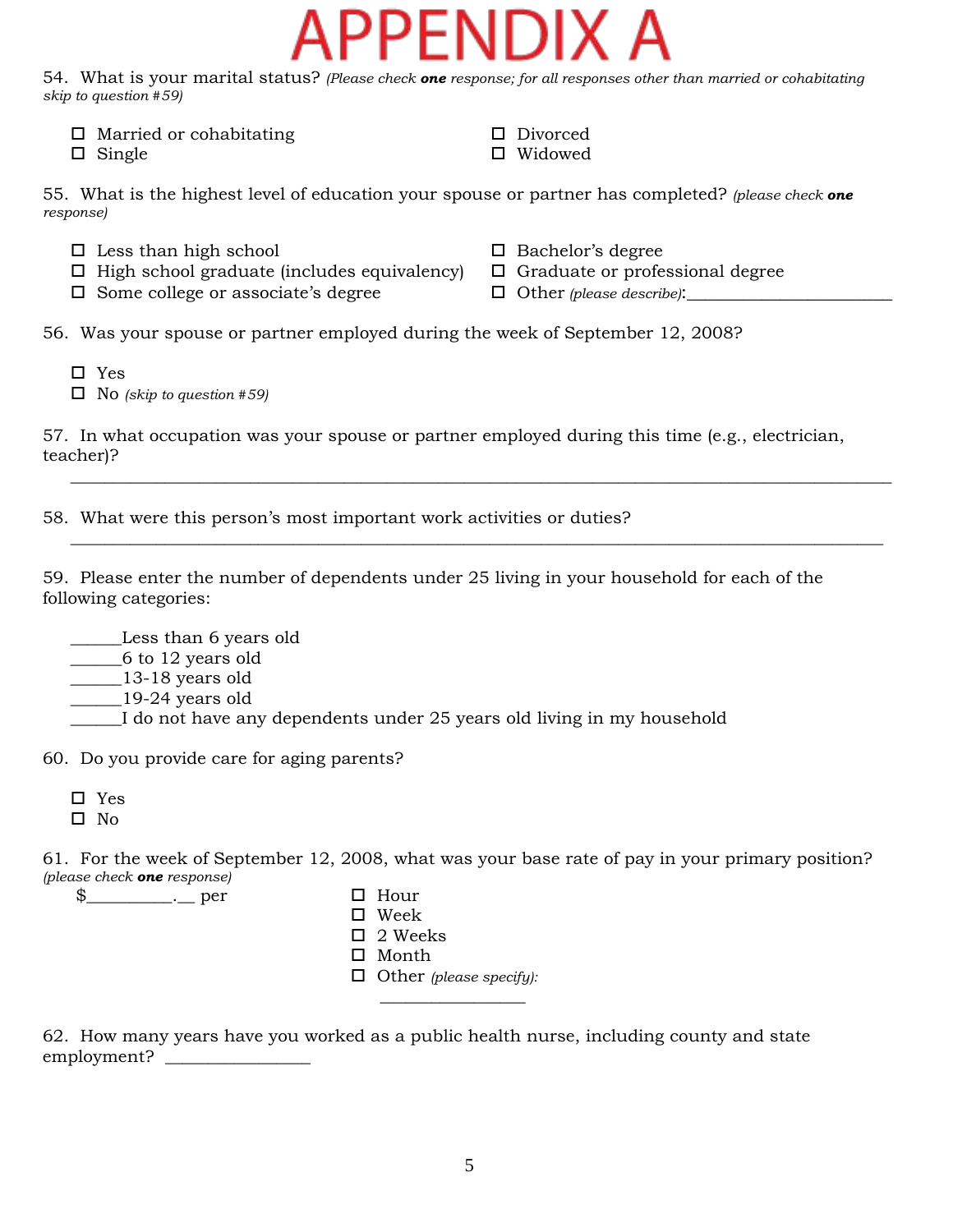# APPENDIX A

54. What is your marital status? *(Please check **one** response; for all responses other than married or cohabitating skip to question #59)*

- ☐ Married or cohabitating
- ☐ Single
- ☐ Divorced
- ☐ Widowed

55. What is the highest level of education your spouse or partner has completed? *(please check **one** response)*

- ☐ Less than high school
- ☐ High school graduate (includes equivalency)
- ☐ Some college or associate's degree
- ☐ Bachelor's degree
- ☐ Graduate or professional degree
- ☐ Other *(please describe)*:_______________________

56. Was your spouse or partner employed during the week of September 12, 2008?

- ☐ Yes
- ☐ No *(skip to question #59)*

57. In what occupation was your spouse or partner employed during this time (e.g., electrician, teacher)?

_______________________________________________________________________________

58. What were this person's most important work activities or duties?

_______________________________________________________________________________

59. Please enter the number of dependents under 25 living in your household for each of the following categories:

______Less than 6 years old
______6 to 12 years old
______13-18 years old
______19-24 years old
______I do not have any dependents under 25 years old living in my household

60. Do you provide care for aging parents?

- ☐ Yes
- ☐ No

61. For the week of September 12, 2008, what was your base rate of pay in your primary position? *(please check **one** response)*

$_________.__ per

- ☐ Hour
- ☐ Week
- ☐ 2 Weeks
- ☐ Month
- ☐ Other *(please specify)*: ________________

62. How many years have you worked as a public health nurse, including county and state employment? _______________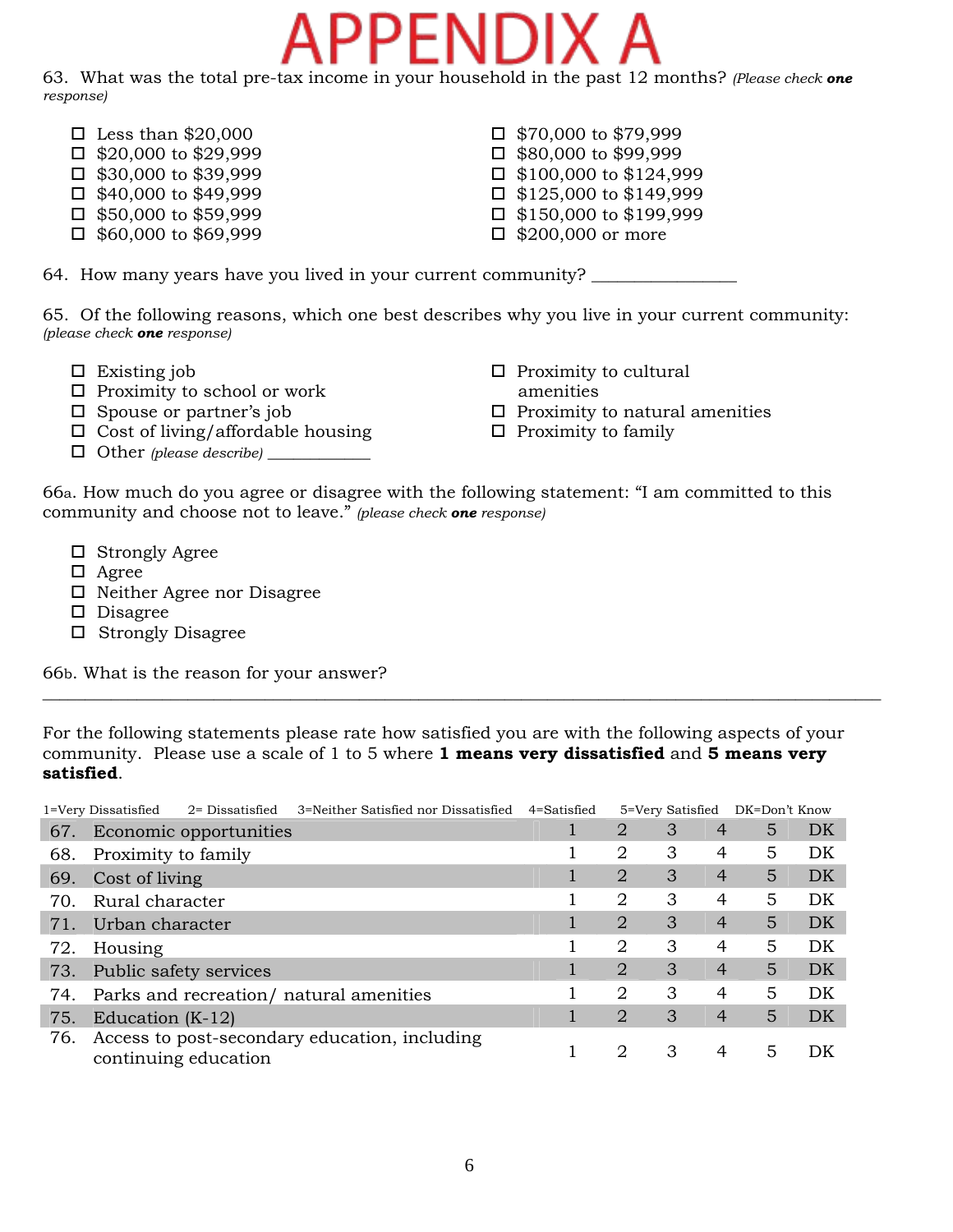# APPENDIX A

63. What was the total pre-tax income in your household in the past 12 months? *(Please check **one** response)*

- ☐ Less than $20,000
- ☐ $20,000 to $29,999
- ☐ $30,000 to $39,999
- ☐ $40,000 to $49,999
- ☐ $50,000 to $59,999
- ☐ $60,000 to $69,999
- ☐ $70,000 to $79,999
- ☐ $80,000 to $99,999
- ☐ $100,000 to $124,999
- ☐ $125,000 to $149,999
- ☐ $150,000 to $199,999
- ☐ $200,000 or more

64. How many years have you lived in your current community? _______________

65. Of the following reasons, which one best describes why you live in your current community: *(please check **one** response)*

- ☐ Existing job
- ☐ Proximity to school or work
- ☐ Spouse or partner's job
- ☐ Cost of living/affordable housing
- ☐ Other *(please describe)* ____________
- ☐ Proximity to cultural amenities
- ☐ Proximity to natural amenities
- ☐ Proximity to family

66a. How much do you agree or disagree with the following statement: "I am committed to this community and choose not to leave." *(please check **one** response)*

- ☐ Strongly Agree
- ☐ Agree
- ☐ Neither Agree nor Disagree
- ☐ Disagree
- ☐ Strongly Disagree

66b. What is the reason for your answer?

_______________________________________________________________________________

For the following statements please rate how satisfied you are with the following aspects of your community. Please use a scale of 1 to 5 where **1 means very dissatisfied** and **5 means very satisfied**.

1=Very Dissatisfied 2= Dissatisfied 3=Neither Satisfied nor Dissatisfied 4=Satisfied 5=Very Satisfied DK=Don't Know

| | | | | | | | |
|---|---|---|---|---|---|---|---|
| 67. | Economic opportunities | 1 | 2 | 3 | 4 | 5 | DK |
| 68. | Proximity to family | 1 | 2 | 3 | 4 | 5 | DK |
| 69. | Cost of living | 1 | 2 | 3 | 4 | 5 | DK |
| 70. | Rural character | 1 | 2 | 3 | 4 | 5 | DK |
| 71. | Urban character | 1 | 2 | 3 | 4 | 5 | DK |
| 72. | Housing | 1 | 2 | 3 | 4 | 5 | DK |
| 73. | Public safety services | 1 | 2 | 3 | 4 | 5 | DK |
| 74. | Parks and recreation/ natural amenities | 1 | 2 | 3 | 4 | 5 | DK |
| 75. | Education (K-12) | 1 | 2 | 3 | 4 | 5 | DK |
| 76. | Access to post-secondary education, including continuing education | 1 | 2 | 3 | 4 | 5 | DK |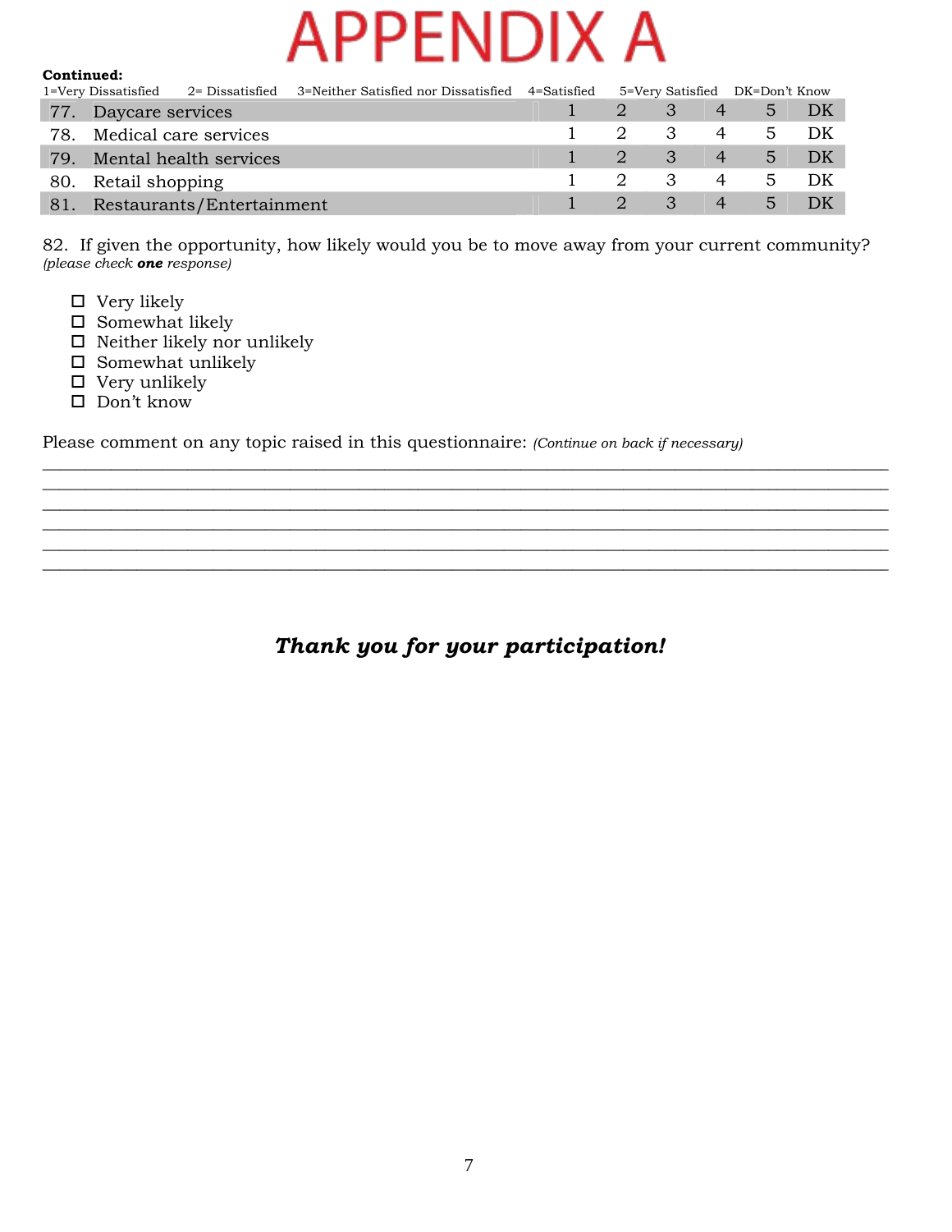# APPENDIX A

**Continued:**

1=Very Dissatisfied 2= Dissatisfied 3=Neither Satisfied nor Dissatisfied 4=Satisfied 5=Very Satisfied DK=Don't Know

| | | | | | | | |
|---|---|---|---|---|---|---|---|
| 77. | Daycare services | 1 | 2 | 3 | 4 | 5 | DK |
| 78. | Medical care services | 1 | 2 | 3 | 4 | 5 | DK |
| 79. | Mental health services | 1 | 2 | 3 | 4 | 5 | DK |
| 80. | Retail shopping | 1 | 2 | 3 | 4 | 5 | DK |
| 81. | Restaurants/Entertainment | 1 | 2 | 3 | 4 | 5 | DK |

82. If given the opportunity, how likely would you be to move away from your current community? *(please check **one** response)*

- ☐ Very likely
- ☐ Somewhat likely
- ☐ Neither likely nor unlikely
- ☐ Somewhat unlikely
- ☐ Very unlikely
- ☐ Don't know

Please comment on any topic raised in this questionnaire: *(Continue on back if necessary)*

______________________________________________________________________________

______________________________________________________________________________

______________________________________________________________________________

______________________________________________________________________________

______________________________________________________________________________

______________________________________________________________________________

***Thank you for your participation!***